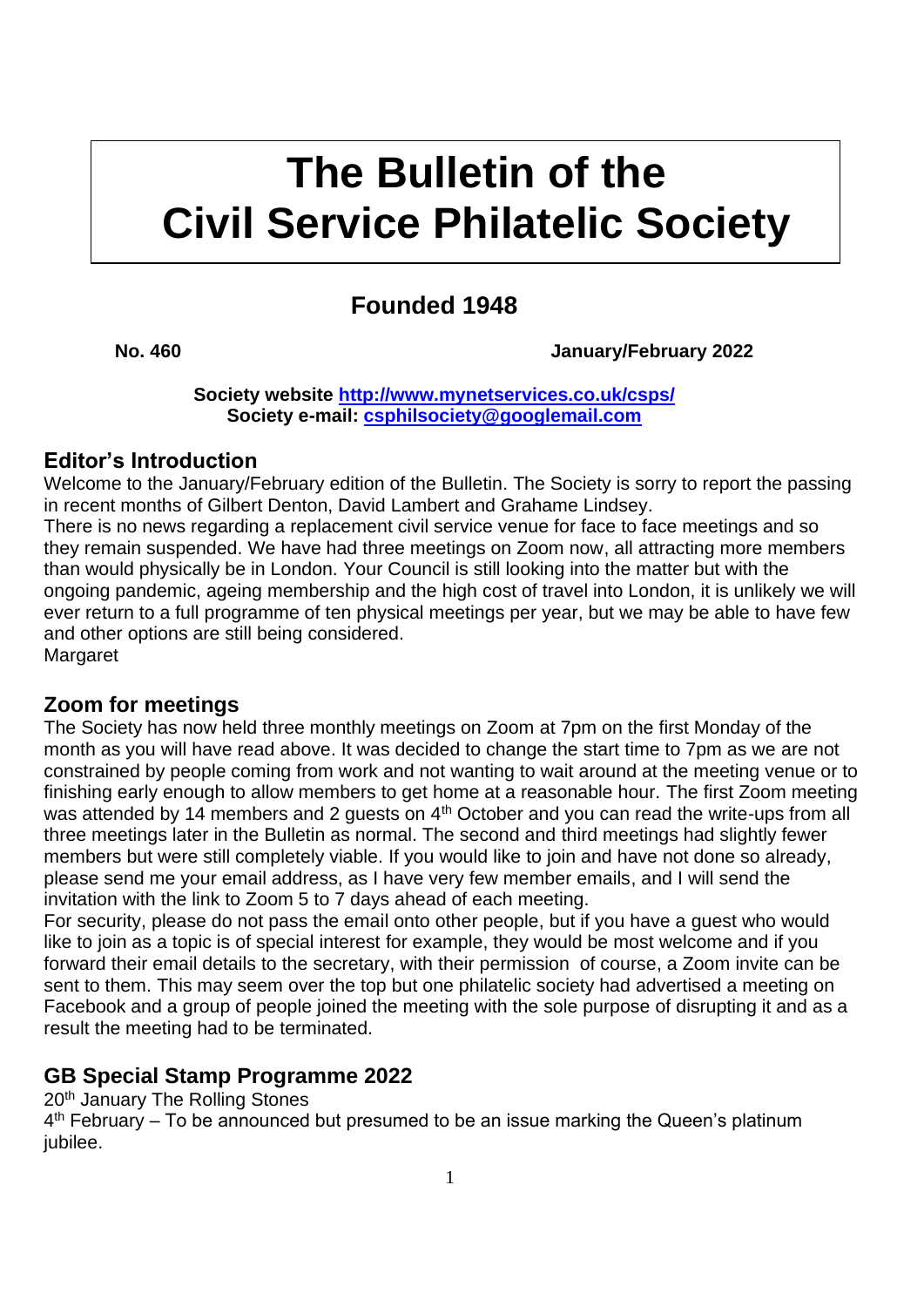# The Bulletin of the Civil Service Philatelic Society

## Founded 1948

**No. 460** **January/February 2022**

**Society website [http://www.mynetservices.co.uk/csps/](http://www.mynetservices.co.uk/csps/)**
**Society e-mail: [csphilsociety@googlemail.com](mailto:csphilsociety@googlemail.com)**

## Editor's Introduction

Welcome to the January/February edition of the Bulletin. The Society is sorry to report the passing in recent months of Gilbert Denton, David Lambert and Grahame Lindsey.

There is no news regarding a replacement civil service venue for face to face meetings and so they remain suspended. We have had three meetings on Zoom now, all attracting more members than would physically be in London. Your Council is still looking into the matter but with the ongoing pandemic, ageing membership and the high cost of travel into London, it is unlikely we will ever return to a full programme of ten physical meetings per year, but we may be able to have few and other options are still being considered.

Margaret

## Zoom for meetings

The Society has now held three monthly meetings on Zoom at 7pm on the first Monday of the month as you will have read above. It was decided to change the start time to 7pm as we are not constrained by people coming from work and not wanting to wait around at the meeting venue or to finishing early enough to allow members to get home at a reasonable hour. The first Zoom meeting was attended by 14 members and 2 guests on 4th October and you can read the write-ups from all three meetings later in the Bulletin as normal. The second and third meetings had slightly fewer members but were still completely viable. If you would like to join and have not done so already, please send me your email address, as I have very few member emails, and I will send the invitation with the link to Zoom 5 to 7 days ahead of each meeting.

For security, please do not pass the email onto other people, but if you have a guest who would like to join as a topic is of special interest for example, they would be most welcome and if you forward their email details to the secretary, with their permission of course, a Zoom invite can be sent to them. This may seem over the top but one philatelic society had advertised a meeting on Facebook and a group of people joined the meeting with the sole purpose of disrupting it and as a result the meeting had to be terminated.

## GB Special Stamp Programme 2022

20th January The Rolling Stones

4th February – To be announced but presumed to be an issue marking the Queen's platinum jubilee.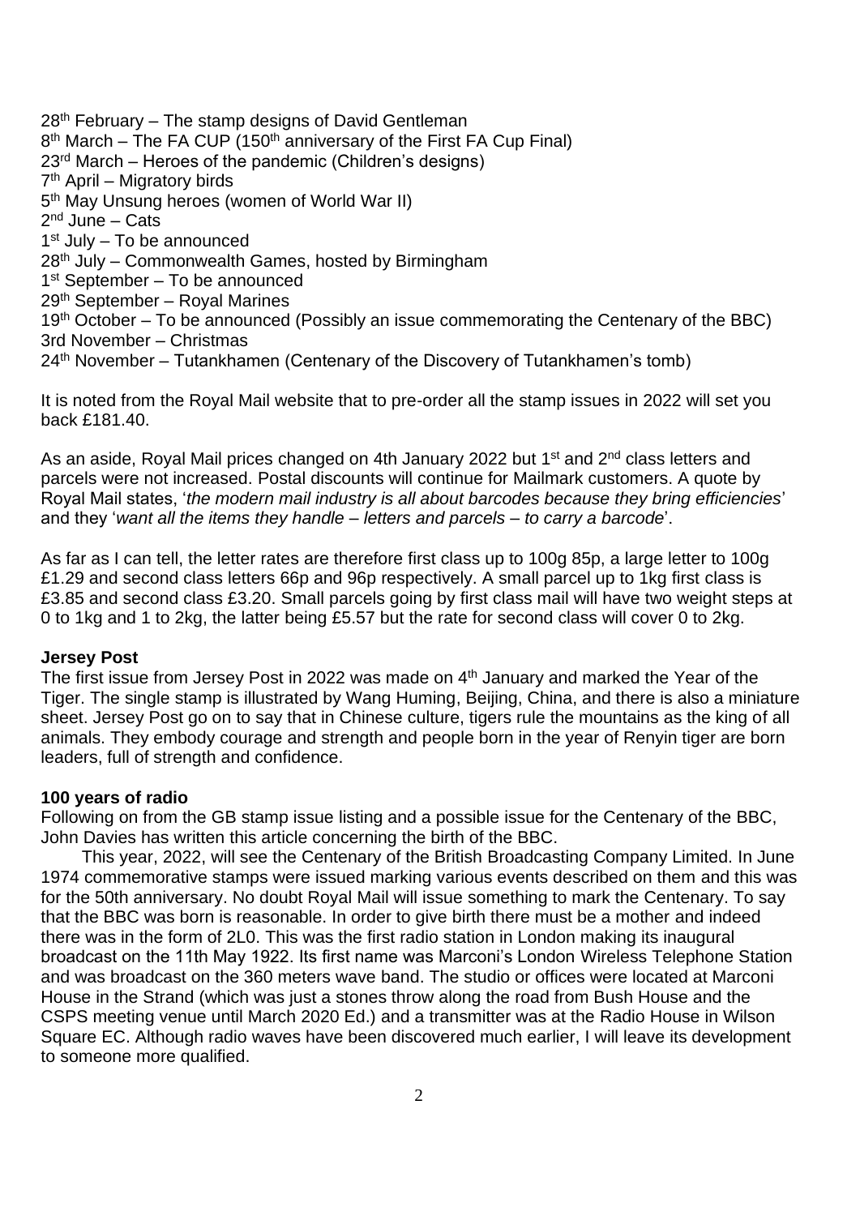28th February – The stamp designs of David Gentleman
8th March – The FA CUP (150th anniversary of the First FA Cup Final)
23rd March – Heroes of the pandemic (Children's designs)
7th April – Migratory birds
5th May Unsung heroes (women of World War II)
2nd June – Cats
1st July – To be announced
28th July – Commonwealth Games, hosted by Birmingham
1st September – To be announced
29th September – Royal Marines
19th October – To be announced (Possibly an issue commemorating the Centenary of the BBC)
3rd November – Christmas
24th November – Tutankhamen (Centenary of the Discovery of Tutankhamen's tomb)

It is noted from the Royal Mail website that to pre-order all the stamp issues in 2022 will set you back £181.40.

As an aside, Royal Mail prices changed on 4th January 2022 but 1st and 2nd class letters and parcels were not increased. Postal discounts will continue for Mailmark customers. A quote by Royal Mail states, '*the modern mail industry is all about barcodes because they bring efficiencies*' and they '*want all the items they handle – letters and parcels – to carry a barcode*'.

As far as I can tell, the letter rates are therefore first class up to 100g 85p, a large letter to 100g £1.29 and second class letters 66p and 96p respectively. A small parcel up to 1kg first class is £3.85 and second class £3.20. Small parcels going by first class mail will have two weight steps at 0 to 1kg and 1 to 2kg, the latter being £5.57 but the rate for second class will cover 0 to 2kg.

**Jersey Post**

The first issue from Jersey Post in 2022 was made on 4th January and marked the Year of the Tiger. The single stamp is illustrated by Wang Huming, Beijing, China, and there is also a miniature sheet. Jersey Post go on to say that in Chinese culture, tigers rule the mountains as the king of all animals. They embody courage and strength and people born in the year of Renyin tiger are born leaders, full of strength and confidence.

**100 years of radio**

Following on from the GB stamp issue listing and a possible issue for the Centenary of the BBC, John Davies has written this article concerning the birth of the BBC.

This year, 2022, will see the Centenary of the British Broadcasting Company Limited. In June 1974 commemorative stamps were issued marking various events described on them and this was for the 50th anniversary. No doubt Royal Mail will issue something to mark the Centenary. To say that the BBC was born is reasonable. In order to give birth there must be a mother and indeed there was in the form of 2L0. This was the first radio station in London making its inaugural broadcast on the 11th May 1922. Its first name was Marconi's London Wireless Telephone Station and was broadcast on the 360 meters wave band. The studio or offices were located at Marconi House in the Strand (which was just a stones throw along the road from Bush House and the CSPS meeting venue until March 2020 Ed.) and a transmitter was at the Radio House in Wilson Square EC. Although radio waves have been discovered much earlier, I will leave its development to someone more qualified.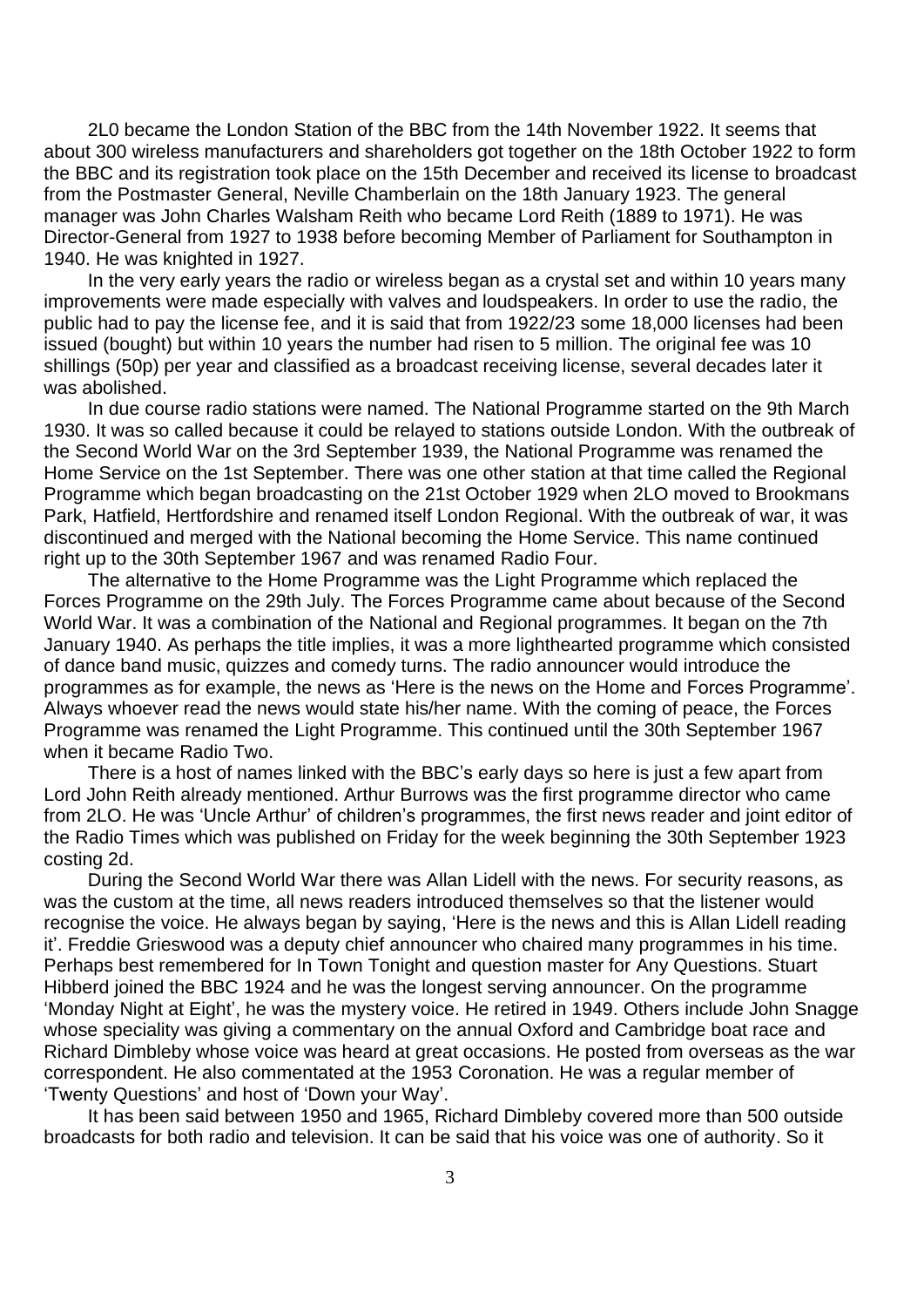2L0 became the London Station of the BBC from the 14th November 1922. It seems that about 300 wireless manufacturers and shareholders got together on the 18th October 1922 to form the BBC and its registration took place on the 15th December and received its license to broadcast from the Postmaster General, Neville Chamberlain on the 18th January 1923. The general manager was John Charles Walsham Reith who became Lord Reith (1889 to 1971). He was Director-General from 1927 to 1938 before becoming Member of Parliament for Southampton in 1940. He was knighted in 1927.

In the very early years the radio or wireless began as a crystal set and within 10 years many improvements were made especially with valves and loudspeakers. In order to use the radio, the public had to pay the license fee, and it is said that from 1922/23 some 18,000 licenses had been issued (bought) but within 10 years the number had risen to 5 million. The original fee was 10 shillings (50p) per year and classified as a broadcast receiving license, several decades later it was abolished.

In due course radio stations were named. The National Programme started on the 9th March 1930. It was so called because it could be relayed to stations outside London. With the outbreak of the Second World War on the 3rd September 1939, the National Programme was renamed the Home Service on the 1st September. There was one other station at that time called the Regional Programme which began broadcasting on the 21st October 1929 when 2LO moved to Brookmans Park, Hatfield, Hertfordshire and renamed itself London Regional. With the outbreak of war, it was discontinued and merged with the National becoming the Home Service. This name continued right up to the 30th September 1967 and was renamed Radio Four.

The alternative to the Home Programme was the Light Programme which replaced the Forces Programme on the 29th July. The Forces Programme came about because of the Second World War. It was a combination of the National and Regional programmes. It began on the 7th January 1940. As perhaps the title implies, it was a more lighthearted programme which consisted of dance band music, quizzes and comedy turns. The radio announcer would introduce the programmes as for example, the news as 'Here is the news on the Home and Forces Programme'. Always whoever read the news would state his/her name. With the coming of peace, the Forces Programme was renamed the Light Programme. This continued until the 30th September 1967 when it became Radio Two.

There is a host of names linked with the BBC's early days so here is just a few apart from Lord John Reith already mentioned. Arthur Burrows was the first programme director who came from 2LO. He was 'Uncle Arthur' of children's programmes, the first news reader and joint editor of the Radio Times which was published on Friday for the week beginning the 30th September 1923 costing 2d.

During the Second World War there was Allan Lidell with the news. For security reasons, as was the custom at the time, all news readers introduced themselves so that the listener would recognise the voice. He always began by saying, 'Here is the news and this is Allan Lidell reading it'. Freddie Grieswood was a deputy chief announcer who chaired many programmes in his time. Perhaps best remembered for In Town Tonight and question master for Any Questions. Stuart Hibberd joined the BBC 1924 and he was the longest serving announcer. On the programme 'Monday Night at Eight', he was the mystery voice. He retired in 1949. Others include John Snagge whose speciality was giving a commentary on the annual Oxford and Cambridge boat race and Richard Dimbleby whose voice was heard at great occasions. He posted from overseas as the war correspondent. He also commentated at the 1953 Coronation. He was a regular member of 'Twenty Questions' and host of 'Down your Way'.

It has been said between 1950 and 1965, Richard Dimbleby covered more than 500 outside broadcasts for both radio and television. It can be said that his voice was one of authority. So it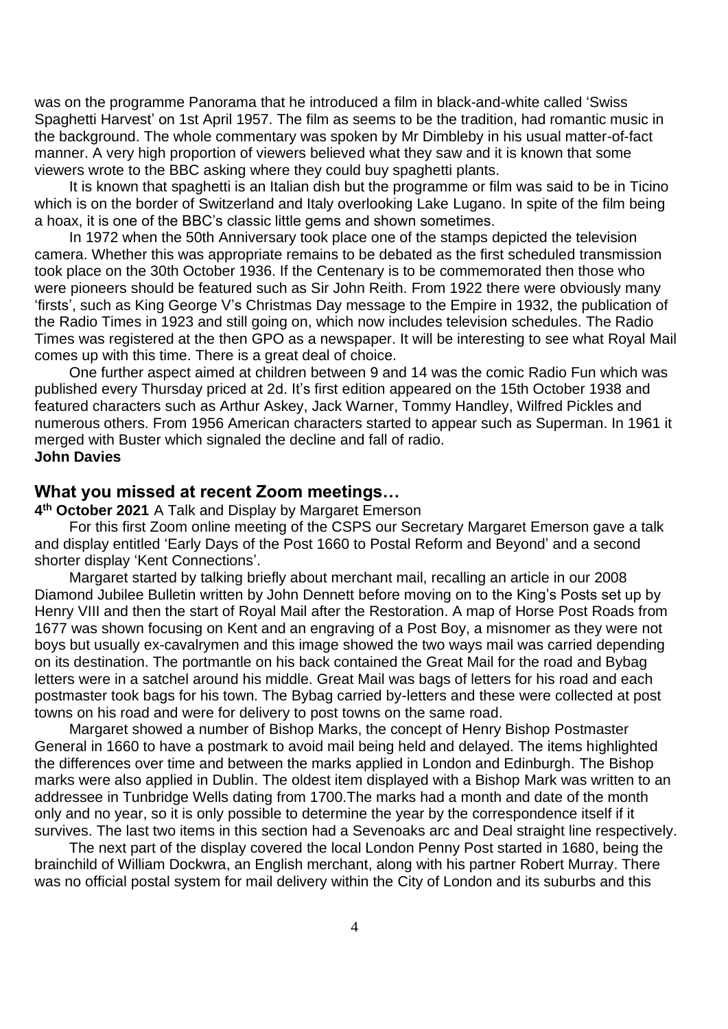was on the programme Panorama that he introduced a film in black-and-white called 'Swiss Spaghetti Harvest' on 1st April 1957. The film as seems to be the tradition, had romantic music in the background. The whole commentary was spoken by Mr Dimbleby in his usual matter-of-fact manner. A very high proportion of viewers believed what they saw and it is known that some viewers wrote to the BBC asking where they could buy spaghetti plants.

It is known that spaghetti is an Italian dish but the programme or film was said to be in Ticino which is on the border of Switzerland and Italy overlooking Lake Lugano. In spite of the film being a hoax, it is one of the BBC's classic little gems and shown sometimes.

In 1972 when the 50th Anniversary took place one of the stamps depicted the television camera. Whether this was appropriate remains to be debated as the first scheduled transmission took place on the 30th October 1936. If the Centenary is to be commemorated then those who were pioneers should be featured such as Sir John Reith. From 1922 there were obviously many 'firsts', such as King George V's Christmas Day message to the Empire in 1932, the publication of the Radio Times in 1923 and still going on, which now includes television schedules. The Radio Times was registered at the then GPO as a newspaper. It will be interesting to see what Royal Mail comes up with this time. There is a great deal of choice.

One further aspect aimed at children between 9 and 14 was the comic Radio Fun which was published every Thursday priced at 2d. It's first edition appeared on the 15th October 1938 and featured characters such as Arthur Askey, Jack Warner, Tommy Handley, Wilfred Pickles and numerous others. From 1956 American characters started to appear such as Superman. In 1961 it merged with Buster which signaled the decline and fall of radio.

**John Davies**

## What you missed at recent Zoom meetings…

**4th October 2021** A Talk and Display by Margaret Emerson

For this first Zoom online meeting of the CSPS our Secretary Margaret Emerson gave a talk and display entitled 'Early Days of the Post 1660 to Postal Reform and Beyond' and a second shorter display 'Kent Connections'.

Margaret started by talking briefly about merchant mail, recalling an article in our 2008 Diamond Jubilee Bulletin written by John Dennett before moving on to the King's Posts set up by Henry VIII and then the start of Royal Mail after the Restoration. A map of Horse Post Roads from 1677 was shown focusing on Kent and an engraving of a Post Boy, a misnomer as they were not boys but usually ex-cavalrymen and this image showed the two ways mail was carried depending on its destination. The portmantle on his back contained the Great Mail for the road and Bybag letters were in a satchel around his middle. Great Mail was bags of letters for his road and each postmaster took bags for his town. The Bybag carried by-letters and these were collected at post towns on his road and were for delivery to post towns on the same road.

Margaret showed a number of Bishop Marks, the concept of Henry Bishop Postmaster General in 1660 to have a postmark to avoid mail being held and delayed. The items highlighted the differences over time and between the marks applied in London and Edinburgh. The Bishop marks were also applied in Dublin. The oldest item displayed with a Bishop Mark was written to an addressee in Tunbridge Wells dating from 1700.The marks had a month and date of the month only and no year, so it is only possible to determine the year by the correspondence itself if it survives. The last two items in this section had a Sevenoaks arc and Deal straight line respectively.

The next part of the display covered the local London Penny Post started in 1680, being the brainchild of William Dockwra, an English merchant, along with his partner Robert Murray. There was no official postal system for mail delivery within the City of London and its suburbs and this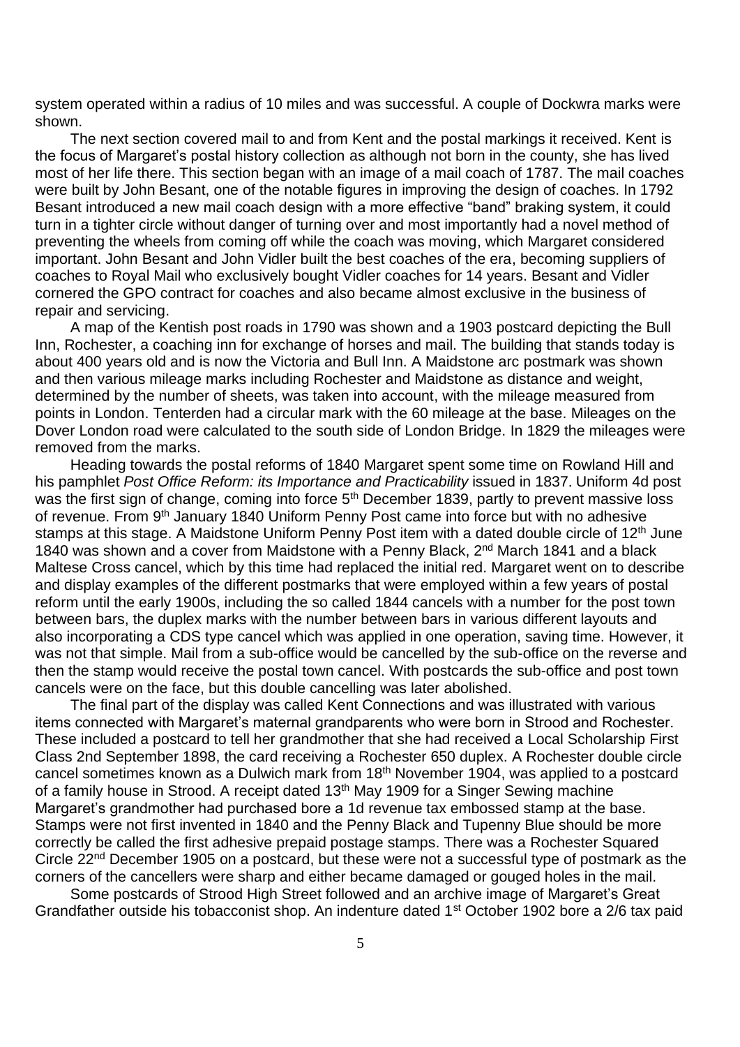system operated within a radius of 10 miles and was successful. A couple of Dockwra marks were shown.

The next section covered mail to and from Kent and the postal markings it received. Kent is the focus of Margaret's postal history collection as although not born in the county, she has lived most of her life there. This section began with an image of a mail coach of 1787. The mail coaches were built by John Besant, one of the notable figures in improving the design of coaches. In 1792 Besant introduced a new mail coach design with a more effective "band" braking system, it could turn in a tighter circle without danger of turning over and most importantly had a novel method of preventing the wheels from coming off while the coach was moving, which Margaret considered important. John Besant and John Vidler built the best coaches of the era, becoming suppliers of coaches to Royal Mail who exclusively bought Vidler coaches for 14 years. Besant and Vidler cornered the GPO contract for coaches and also became almost exclusive in the business of repair and servicing.

A map of the Kentish post roads in 1790 was shown and a 1903 postcard depicting the Bull Inn, Rochester, a coaching inn for exchange of horses and mail. The building that stands today is about 400 years old and is now the Victoria and Bull Inn. A Maidstone arc postmark was shown and then various mileage marks including Rochester and Maidstone as distance and weight, determined by the number of sheets, was taken into account, with the mileage measured from points in London. Tenterden had a circular mark with the 60 mileage at the base. Mileages on the Dover London road were calculated to the south side of London Bridge. In 1829 the mileages were removed from the marks.

Heading towards the postal reforms of 1840 Margaret spent some time on Rowland Hill and his pamphlet *Post Office Reform: its Importance and Practicability* issued in 1837. Uniform 4d post was the first sign of change, coming into force 5th December 1839, partly to prevent massive loss of revenue. From 9th January 1840 Uniform Penny Post came into force but with no adhesive stamps at this stage. A Maidstone Uniform Penny Post item with a dated double circle of 12th June 1840 was shown and a cover from Maidstone with a Penny Black, 2nd March 1841 and a black Maltese Cross cancel, which by this time had replaced the initial red. Margaret went on to describe and display examples of the different postmarks that were employed within a few years of postal reform until the early 1900s, including the so called 1844 cancels with a number for the post town between bars, the duplex marks with the number between bars in various different layouts and also incorporating a CDS type cancel which was applied in one operation, saving time. However, it was not that simple. Mail from a sub-office would be cancelled by the sub-office on the reverse and then the stamp would receive the postal town cancel. With postcards the sub-office and post town cancels were on the face, but this double cancelling was later abolished.

The final part of the display was called Kent Connections and was illustrated with various items connected with Margaret's maternal grandparents who were born in Strood and Rochester. These included a postcard to tell her grandmother that she had received a Local Scholarship First Class 2nd September 1898, the card receiving a Rochester 650 duplex. A Rochester double circle cancel sometimes known as a Dulwich mark from 18th November 1904, was applied to a postcard of a family house in Strood. A receipt dated 13th May 1909 for a Singer Sewing machine Margaret's grandmother had purchased bore a 1d revenue tax embossed stamp at the base. Stamps were not first invented in 1840 and the Penny Black and Tupenny Blue should be more correctly be called the first adhesive prepaid postage stamps. There was a Rochester Squared Circle 22nd December 1905 on a postcard, but these were not a successful type of postmark as the corners of the cancellers were sharp and either became damaged or gouged holes in the mail.

Some postcards of Strood High Street followed and an archive image of Margaret's Great Grandfather outside his tobacconist shop. An indenture dated 1st October 1902 bore a 2/6 tax paid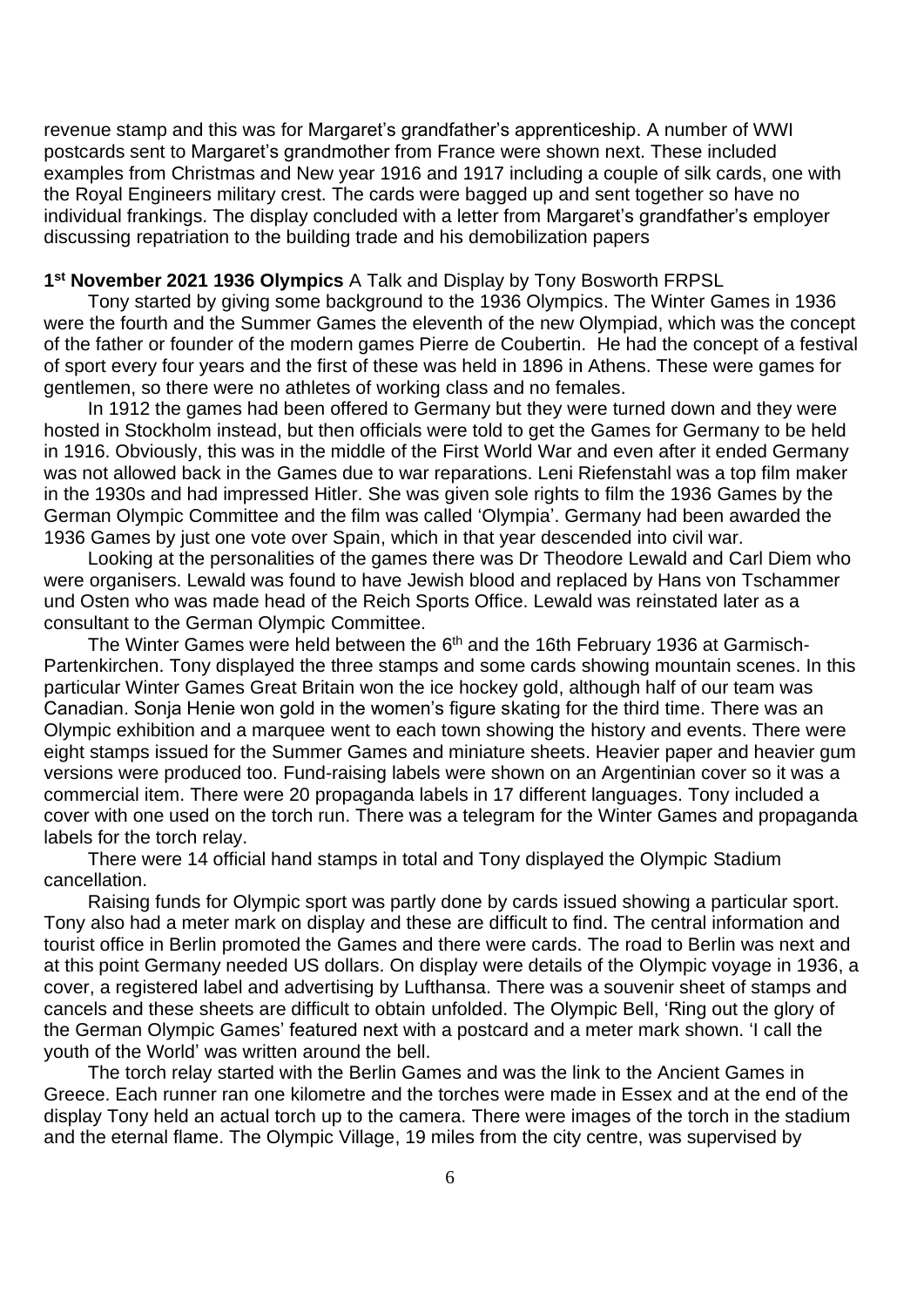revenue stamp and this was for Margaret's grandfather's apprenticeship. A number of WWI postcards sent to Margaret's grandmother from France were shown next. These included examples from Christmas and New year 1916 and 1917 including a couple of silk cards, one with the Royal Engineers military crest. The cards were bagged up and sent together so have no individual frankings. The display concluded with a letter from Margaret's grandfather's employer discussing repatriation to the building trade and his demobilization papers

**1st November 2021 1936 Olympics** A Talk and Display by Tony Bosworth FRPSL

Tony started by giving some background to the 1936 Olympics. The Winter Games in 1936 were the fourth and the Summer Games the eleventh of the new Olympiad, which was the concept of the father or founder of the modern games Pierre de Coubertin. He had the concept of a festival of sport every four years and the first of these was held in 1896 in Athens. These were games for gentlemen, so there were no athletes of working class and no females.

In 1912 the games had been offered to Germany but they were turned down and they were hosted in Stockholm instead, but then officials were told to get the Games for Germany to be held in 1916. Obviously, this was in the middle of the First World War and even after it ended Germany was not allowed back in the Games due to war reparations. Leni Riefenstahl was a top film maker in the 1930s and had impressed Hitler. She was given sole rights to film the 1936 Games by the German Olympic Committee and the film was called 'Olympia'. Germany had been awarded the 1936 Games by just one vote over Spain, which in that year descended into civil war.

Looking at the personalities of the games there was Dr Theodore Lewald and Carl Diem who were organisers. Lewald was found to have Jewish blood and replaced by Hans von Tschammer und Osten who was made head of the Reich Sports Office. Lewald was reinstated later as a consultant to the German Olympic Committee.

The Winter Games were held between the 6th and the 16th February 1936 at Garmisch-Partenkirchen. Tony displayed the three stamps and some cards showing mountain scenes. In this particular Winter Games Great Britain won the ice hockey gold, although half of our team was Canadian. Sonja Henie won gold in the women's figure skating for the third time. There was an Olympic exhibition and a marquee went to each town showing the history and events. There were eight stamps issued for the Summer Games and miniature sheets. Heavier paper and heavier gum versions were produced too. Fund-raising labels were shown on an Argentinian cover so it was a commercial item. There were 20 propaganda labels in 17 different languages. Tony included a cover with one used on the torch run. There was a telegram for the Winter Games and propaganda labels for the torch relay.

There were 14 official hand stamps in total and Tony displayed the Olympic Stadium cancellation.

Raising funds for Olympic sport was partly done by cards issued showing a particular sport. Tony also had a meter mark on display and these are difficult to find. The central information and tourist office in Berlin promoted the Games and there were cards. The road to Berlin was next and at this point Germany needed US dollars. On display were details of the Olympic voyage in 1936, a cover, a registered label and advertising by Lufthansa. There was a souvenir sheet of stamps and cancels and these sheets are difficult to obtain unfolded. The Olympic Bell, 'Ring out the glory of the German Olympic Games' featured next with a postcard and a meter mark shown. 'I call the youth of the World' was written around the bell.

The torch relay started with the Berlin Games and was the link to the Ancient Games in Greece. Each runner ran one kilometre and the torches were made in Essex and at the end of the display Tony held an actual torch up to the camera. There were images of the torch in the stadium and the eternal flame. The Olympic Village, 19 miles from the city centre, was supervised by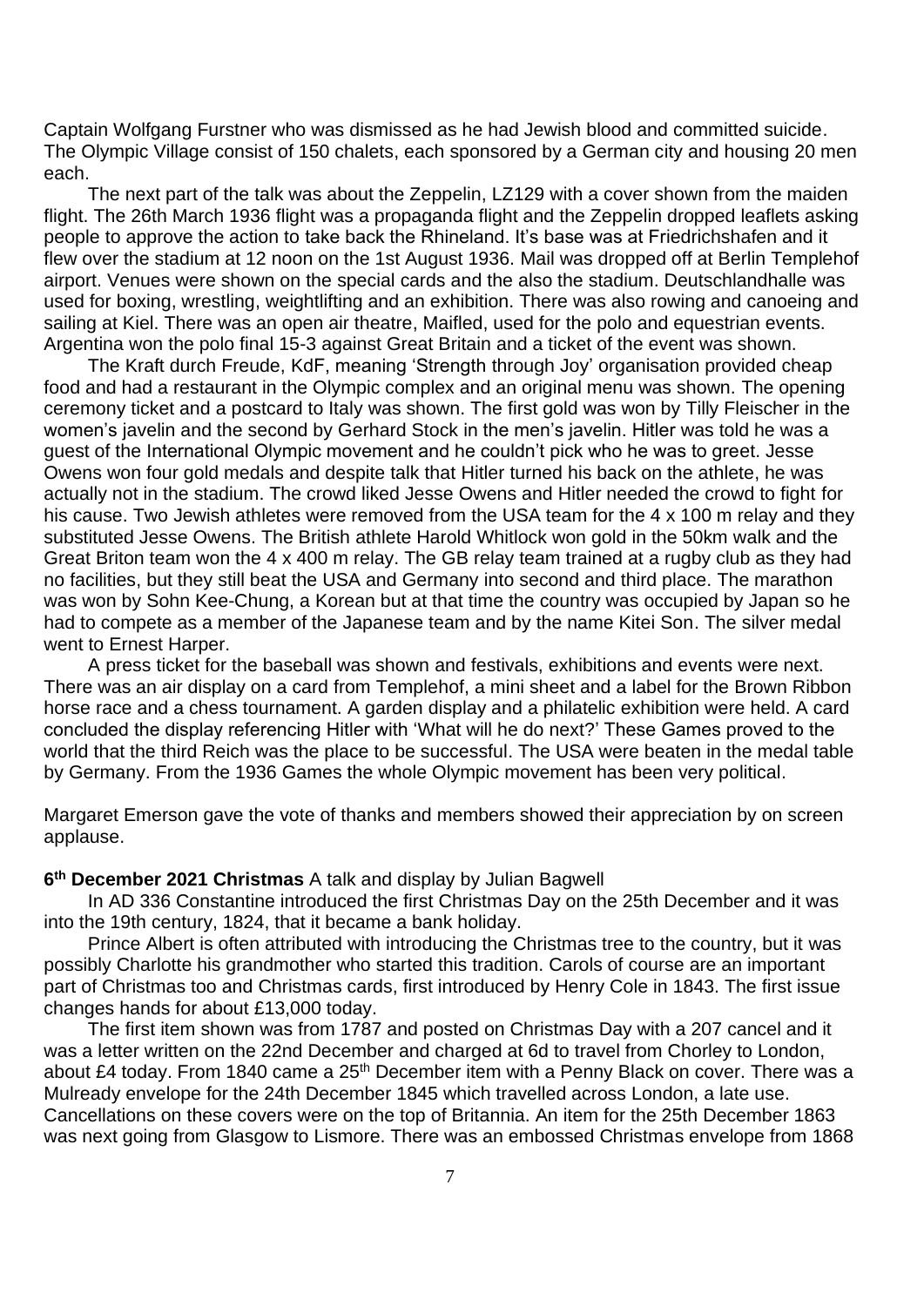Captain Wolfgang Furstner who was dismissed as he had Jewish blood and committed suicide. The Olympic Village consist of 150 chalets, each sponsored by a German city and housing 20 men each.

The next part of the talk was about the Zeppelin, LZ129 with a cover shown from the maiden flight. The 26th March 1936 flight was a propaganda flight and the Zeppelin dropped leaflets asking people to approve the action to take back the Rhineland. It's base was at Friedrichshafen and it flew over the stadium at 12 noon on the 1st August 1936. Mail was dropped off at Berlin Templehof airport. Venues were shown on the special cards and the also the stadium. Deutschlandhalle was used for boxing, wrestling, weightlifting and an exhibition. There was also rowing and canoeing and sailing at Kiel. There was an open air theatre, Maifled, used for the polo and equestrian events. Argentina won the polo final 15-3 against Great Britain and a ticket of the event was shown.

The Kraft durch Freude, KdF, meaning 'Strength through Joy' organisation provided cheap food and had a restaurant in the Olympic complex and an original menu was shown. The opening ceremony ticket and a postcard to Italy was shown. The first gold was won by Tilly Fleischer in the women's javelin and the second by Gerhard Stock in the men's javelin. Hitler was told he was a guest of the International Olympic movement and he couldn't pick who he was to greet. Jesse Owens won four gold medals and despite talk that Hitler turned his back on the athlete, he was actually not in the stadium. The crowd liked Jesse Owens and Hitler needed the crowd to fight for his cause. Two Jewish athletes were removed from the USA team for the 4 x 100 m relay and they substituted Jesse Owens. The British athlete Harold Whitlock won gold in the 50km walk and the Great Briton team won the 4 x 400 m relay. The GB relay team trained at a rugby club as they had no facilities, but they still beat the USA and Germany into second and third place. The marathon was won by Sohn Kee-Chung, a Korean but at that time the country was occupied by Japan so he had to compete as a member of the Japanese team and by the name Kitei Son. The silver medal went to Ernest Harper.

A press ticket for the baseball was shown and festivals, exhibitions and events were next. There was an air display on a card from Templehof, a mini sheet and a label for the Brown Ribbon horse race and a chess tournament. A garden display and a philatelic exhibition were held. A card concluded the display referencing Hitler with 'What will he do next?' These Games proved to the world that the third Reich was the place to be successful. The USA were beaten in the medal table by Germany. From the 1936 Games the whole Olympic movement has been very political.

Margaret Emerson gave the vote of thanks and members showed their appreciation by on screen applause.

**6th December 2021 Christmas** A talk and display by Julian Bagwell

In AD 336 Constantine introduced the first Christmas Day on the 25th December and it was into the 19th century, 1824, that it became a bank holiday.

Prince Albert is often attributed with introducing the Christmas tree to the country, but it was possibly Charlotte his grandmother who started this tradition. Carols of course are an important part of Christmas too and Christmas cards, first introduced by Henry Cole in 1843. The first issue changes hands for about £13,000 today.

The first item shown was from 1787 and posted on Christmas Day with a 207 cancel and it was a letter written on the 22nd December and charged at 6d to travel from Chorley to London, about £4 today. From 1840 came a 25th December item with a Penny Black on cover. There was a Mulready envelope for the 24th December 1845 which travelled across London, a late use. Cancellations on these covers were on the top of Britannia. An item for the 25th December 1863 was next going from Glasgow to Lismore. There was an embossed Christmas envelope from 1868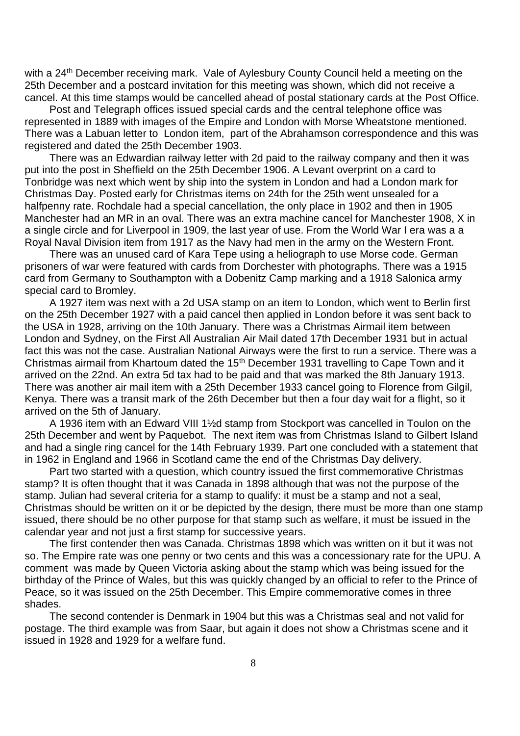with a 24th December receiving mark. Vale of Aylesbury County Council held a meeting on the 25th December and a postcard invitation for this meeting was shown, which did not receive a cancel. At this time stamps would be cancelled ahead of postal stationary cards at the Post Office.

Post and Telegraph offices issued special cards and the central telephone office was represented in 1889 with images of the Empire and London with Morse Wheatstone mentioned. There was a Labuan letter to London item, part of the Abrahamson correspondence and this was registered and dated the 25th December 1903.

There was an Edwardian railway letter with 2d paid to the railway company and then it was put into the post in Sheffield on the 25th December 1906. A Levant overprint on a card to Tonbridge was next which went by ship into the system in London and had a London mark for Christmas Day. Posted early for Christmas items on 24th for the 25th went unsealed for a halfpenny rate. Rochdale had a special cancellation, the only place in 1902 and then in 1905 Manchester had an MR in an oval. There was an extra machine cancel for Manchester 1908, X in a single circle and for Liverpool in 1909, the last year of use. From the World War I era was a a Royal Naval Division item from 1917 as the Navy had men in the army on the Western Front.

There was an unused card of Kara Tepe using a heliograph to use Morse code. German prisoners of war were featured with cards from Dorchester with photographs. There was a 1915 card from Germany to Southampton with a Dobenitz Camp marking and a 1918 Salonica army special card to Bromley.

A 1927 item was next with a 2d USA stamp on an item to London, which went to Berlin first on the 25th December 1927 with a paid cancel then applied in London before it was sent back to the USA in 1928, arriving on the 10th January. There was a Christmas Airmail item between London and Sydney, on the First All Australian Air Mail dated 17th December 1931 but in actual fact this was not the case. Australian National Airways were the first to run a service. There was a Christmas airmail from Khartoum dated the 15th December 1931 travelling to Cape Town and it arrived on the 22nd. An extra 5d tax had to be paid and that was marked the 8th January 1913. There was another air mail item with a 25th December 1933 cancel going to Florence from Gilgil, Kenya. There was a transit mark of the 26th December but then a four day wait for a flight, so it arrived on the 5th of January.

A 1936 item with an Edward VIII 1½d stamp from Stockport was cancelled in Toulon on the 25th December and went by Paquebot. The next item was from Christmas Island to Gilbert Island and had a single ring cancel for the 14th February 1939. Part one concluded with a statement that in 1962 in England and 1966 in Scotland came the end of the Christmas Day delivery.

Part two started with a question, which country issued the first commemorative Christmas stamp? It is often thought that it was Canada in 1898 although that was not the purpose of the stamp. Julian had several criteria for a stamp to qualify: it must be a stamp and not a seal, Christmas should be written on it or be depicted by the design, there must be more than one stamp issued, there should be no other purpose for that stamp such as welfare, it must be issued in the calendar year and not just a first stamp for successive years.

The first contender then was Canada. Christmas 1898 which was written on it but it was not so. The Empire rate was one penny or two cents and this was a concessionary rate for the UPU. A comment was made by Queen Victoria asking about the stamp which was being issued for the birthday of the Prince of Wales, but this was quickly changed by an official to refer to the Prince of Peace, so it was issued on the 25th December. This Empire commemorative comes in three shades.

The second contender is Denmark in 1904 but this was a Christmas seal and not valid for postage. The third example was from Saar, but again it does not show a Christmas scene and it issued in 1928 and 1929 for a welfare fund.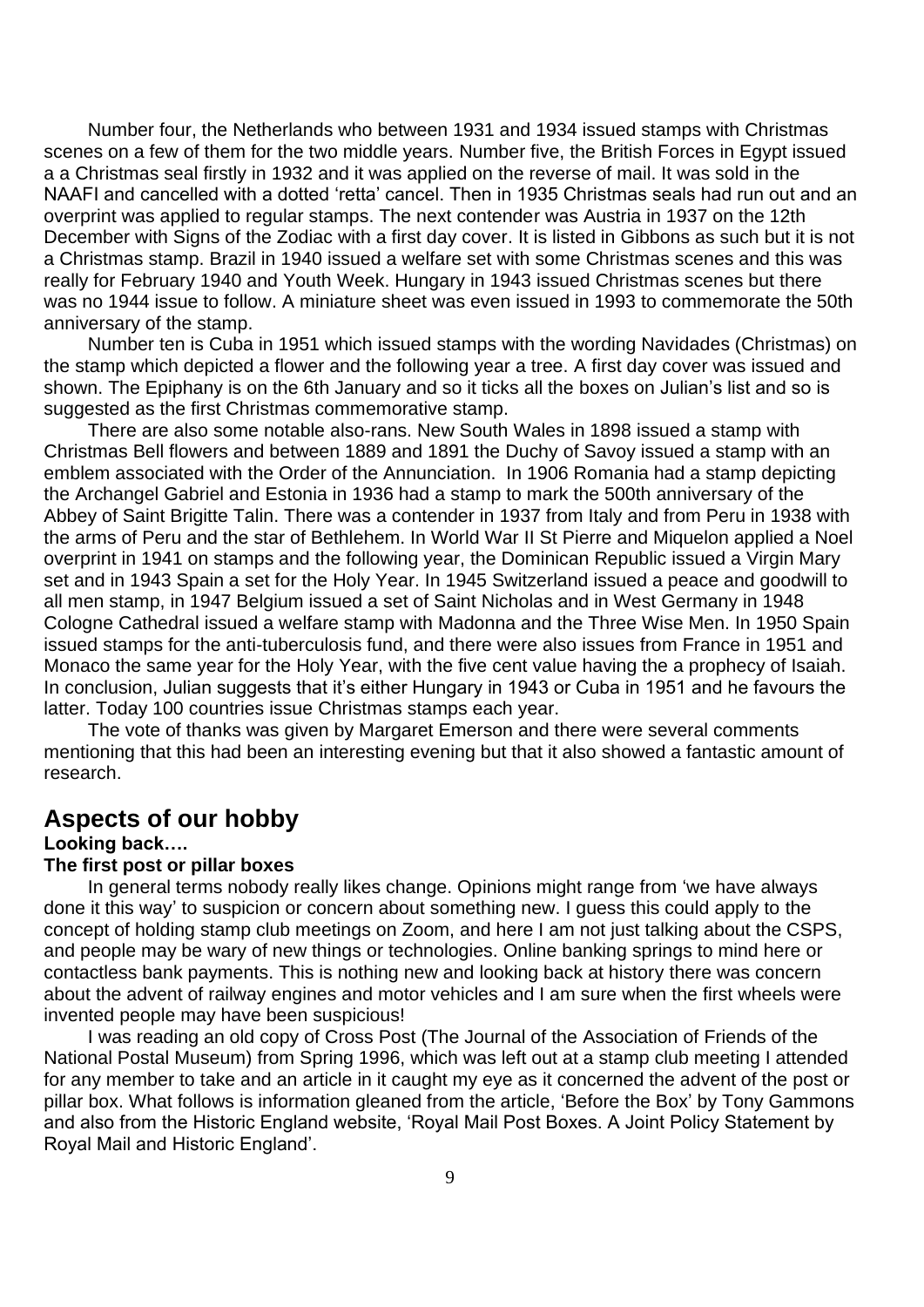Number four, the Netherlands who between 1931 and 1934 issued stamps with Christmas scenes on a few of them for the two middle years. Number five, the British Forces in Egypt issued a a Christmas seal firstly in 1932 and it was applied on the reverse of mail. It was sold in the NAAFI and cancelled with a dotted 'retta' cancel. Then in 1935 Christmas seals had run out and an overprint was applied to regular stamps. The next contender was Austria in 1937 on the 12th December with Signs of the Zodiac with a first day cover. It is listed in Gibbons as such but it is not a Christmas stamp. Brazil in 1940 issued a welfare set with some Christmas scenes and this was really for February 1940 and Youth Week. Hungary in 1943 issued Christmas scenes but there was no 1944 issue to follow. A miniature sheet was even issued in 1993 to commemorate the 50th anniversary of the stamp.

Number ten is Cuba in 1951 which issued stamps with the wording Navidades (Christmas) on the stamp which depicted a flower and the following year a tree. A first day cover was issued and shown. The Epiphany is on the 6th January and so it ticks all the boxes on Julian's list and so is suggested as the first Christmas commemorative stamp.

There are also some notable also-rans. New South Wales in 1898 issued a stamp with Christmas Bell flowers and between 1889 and 1891 the Duchy of Savoy issued a stamp with an emblem associated with the Order of the Annunciation. In 1906 Romania had a stamp depicting the Archangel Gabriel and Estonia in 1936 had a stamp to mark the 500th anniversary of the Abbey of Saint Brigitte Talin. There was a contender in 1937 from Italy and from Peru in 1938 with the arms of Peru and the star of Bethlehem. In World War II St Pierre and Miquelon applied a Noel overprint in 1941 on stamps and the following year, the Dominican Republic issued a Virgin Mary set and in 1943 Spain a set for the Holy Year. In 1945 Switzerland issued a peace and goodwill to all men stamp, in 1947 Belgium issued a set of Saint Nicholas and in West Germany in 1948 Cologne Cathedral issued a welfare stamp with Madonna and the Three Wise Men. In 1950 Spain issued stamps for the anti-tuberculosis fund, and there were also issues from France in 1951 and Monaco the same year for the Holy Year, with the five cent value having a prophecy of Isaiah. In conclusion, Julian suggests that it's either Hungary in 1943 or Cuba in 1951 and he favours the latter. Today 100 countries issue Christmas stamps each year.

The vote of thanks was given by Margaret Emerson and there were several comments mentioning that this had been an interesting evening but that it also showed a fantastic amount of research.

## Aspects of our hobby

**Looking back….**

**The first post or pillar boxes**

In general terms nobody really likes change. Opinions might range from 'we have always done it this way' to suspicion or concern about something new. I guess this could apply to the concept of holding stamp club meetings on Zoom, and here I am not just talking about the CSPS, and people may be wary of new things or technologies. Online banking springs to mind here or contactless bank payments. This is nothing new and looking back at history there was concern about the advent of railway engines and motor vehicles and I am sure when the first wheels were invented people may have been suspicious!

I was reading an old copy of Cross Post (The Journal of the Association of Friends of the National Postal Museum) from Spring 1996, which was left out at a stamp club meeting I attended for any member to take and an article in it caught my eye as it concerned the advent of the post or pillar box. What follows is information gleaned from the article, 'Before the Box' by Tony Gammons and also from the Historic England website, 'Royal Mail Post Boxes. A Joint Policy Statement by Royal Mail and Historic England'.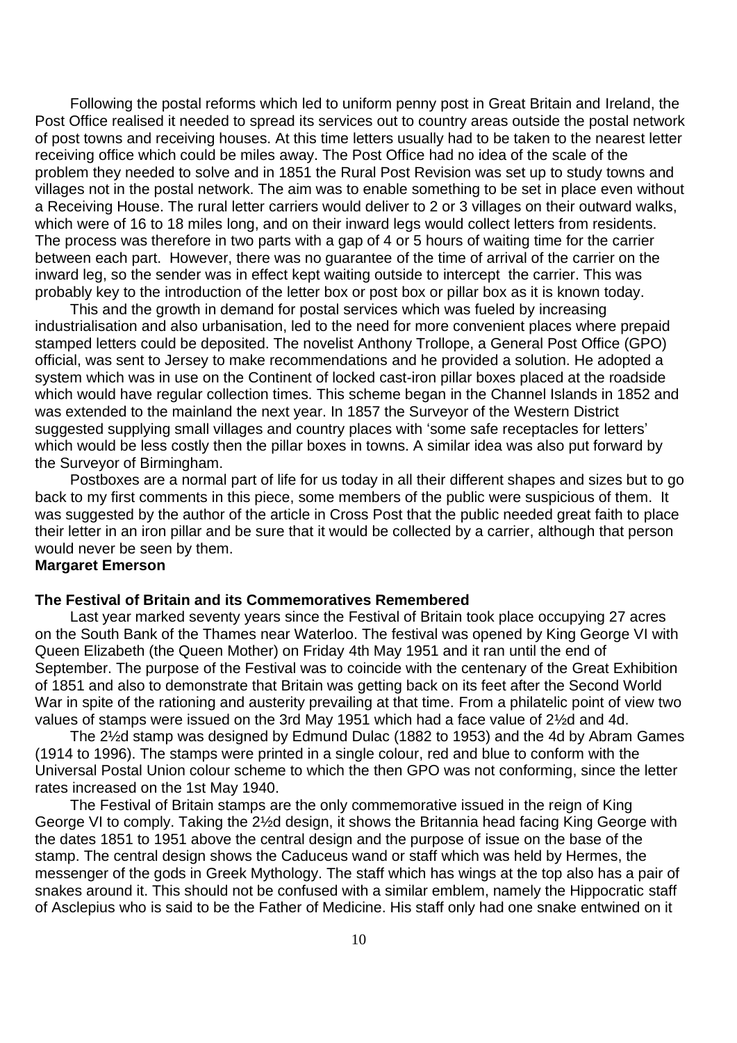Following the postal reforms which led to uniform penny post in Great Britain and Ireland, the Post Office realised it needed to spread its services out to country areas outside the postal network of post towns and receiving houses. At this time letters usually had to be taken to the nearest letter receiving office which could be miles away. The Post Office had no idea of the scale of the problem they needed to solve and in 1851 the Rural Post Revision was set up to study towns and villages not in the postal network. The aim was to enable something to be set in place even without a Receiving House. The rural letter carriers would deliver to 2 or 3 villages on their outward walks, which were of 16 to 18 miles long, and on their inward legs would collect letters from residents. The process was therefore in two parts with a gap of 4 or 5 hours of waiting time for the carrier between each part. However, there was no guarantee of the time of arrival of the carrier on the inward leg, so the sender was in effect kept waiting outside to intercept the carrier. This was probably key to the introduction of the letter box or post box or pillar box as it is known today.

This and the growth in demand for postal services which was fueled by increasing industrialisation and also urbanisation, led to the need for more convenient places where prepaid stamped letters could be deposited. The novelist Anthony Trollope, a General Post Office (GPO) official, was sent to Jersey to make recommendations and he provided a solution. He adopted a system which was in use on the Continent of locked cast-iron pillar boxes placed at the roadside which would have regular collection times. This scheme began in the Channel Islands in 1852 and was extended to the mainland the next year. In 1857 the Surveyor of the Western District suggested supplying small villages and country places with 'some safe receptacles for letters' which would be less costly then the pillar boxes in towns. A similar idea was also put forward by the Surveyor of Birmingham.

Postboxes are a normal part of life for us today in all their different shapes and sizes but to go back to my first comments in this piece, some members of the public were suspicious of them. It was suggested by the author of the article in Cross Post that the public needed great faith to place their letter in an iron pillar and be sure that it would be collected by a carrier, although that person would never be seen by them.

**Margaret Emerson**

**The Festival of Britain and its Commemoratives Remembered**

Last year marked seventy years since the Festival of Britain took place occupying 27 acres on the South Bank of the Thames near Waterloo. The festival was opened by King George VI with Queen Elizabeth (the Queen Mother) on Friday 4th May 1951 and it ran until the end of September. The purpose of the Festival was to coincide with the centenary of the Great Exhibition of 1851 and also to demonstrate that Britain was getting back on its feet after the Second World War in spite of the rationing and austerity prevailing at that time. From a philatelic point of view two values of stamps were issued on the 3rd May 1951 which had a face value of 2½d and 4d.

The 2½d stamp was designed by Edmund Dulac (1882 to 1953) and the 4d by Abram Games (1914 to 1996). The stamps were printed in a single colour, red and blue to conform with the Universal Postal Union colour scheme to which the then GPO was not conforming, since the letter rates increased on the 1st May 1940.

The Festival of Britain stamps are the only commemorative issued in the reign of King George VI to comply. Taking the 2½d design, it shows the Britannia head facing King George with the dates 1851 to 1951 above the central design and the purpose of issue on the base of the stamp. The central design shows the Caduceus wand or staff which was held by Hermes, the messenger of the gods in Greek Mythology. The staff which has wings at the top also has a pair of snakes around it. This should not be confused with a similar emblem, namely the Hippocratic staff of Asclepius who is said to be the Father of Medicine. His staff only had one snake entwined on it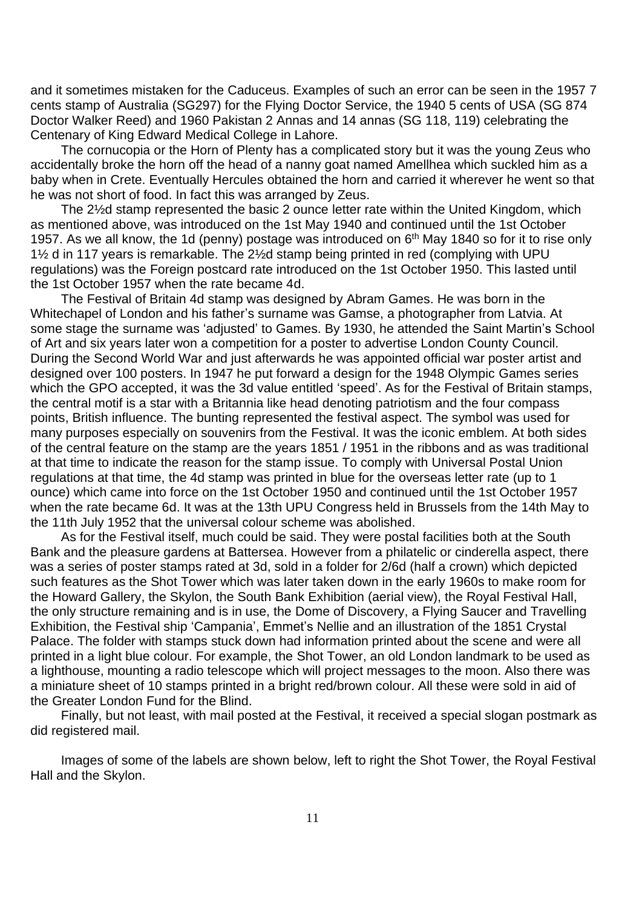and it sometimes mistaken for the Caduceus. Examples of such an error can be seen in the 1957 7 cents stamp of Australia (SG297) for the Flying Doctor Service, the 1940 5 cents of USA (SG 874 Doctor Walker Reed) and 1960 Pakistan 2 Annas and 14 annas (SG 118, 119) celebrating the Centenary of King Edward Medical College in Lahore.

The cornucopia or the Horn of Plenty has a complicated story but it was the young Zeus who accidentally broke the horn off the head of a nanny goat named Amellhea which suckled him as a baby when in Crete. Eventually Hercules obtained the horn and carried it wherever he went so that he was not short of food. In fact this was arranged by Zeus.

The 2½d stamp represented the basic 2 ounce letter rate within the United Kingdom, which as mentioned above, was introduced on the 1st May 1940 and continued until the 1st October 1957. As we all know, the 1d (penny) postage was introduced on 6th May 1840 so for it to rise only 1½ d in 117 years is remarkable. The 2½d stamp being printed in red (complying with UPU regulations) was the Foreign postcard rate introduced on the 1st October 1950. This lasted until the 1st October 1957 when the rate became 4d.

The Festival of Britain 4d stamp was designed by Abram Games. He was born in the Whitechapel of London and his father's surname was Gamse, a photographer from Latvia. At some stage the surname was 'adjusted' to Games. By 1930, he attended the Saint Martin's School of Art and six years later won a competition for a poster to advertise London County Council. During the Second World War and just afterwards he was appointed official war poster artist and designed over 100 posters. In 1947 he put forward a design for the 1948 Olympic Games series which the GPO accepted, it was the 3d value entitled 'speed'. As for the Festival of Britain stamps, the central motif is a star with a Britannia like head denoting patriotism and the four compass points, British influence. The bunting represented the festival aspect. The symbol was used for many purposes especially on souvenirs from the Festival. It was the iconic emblem. At both sides of the central feature on the stamp are the years 1851 / 1951 in the ribbons and as was traditional at that time to indicate the reason for the stamp issue. To comply with Universal Postal Union regulations at that time, the 4d stamp was printed in blue for the overseas letter rate (up to 1 ounce) which came into force on the 1st October 1950 and continued until the 1st October 1957 when the rate became 6d. It was at the 13th UPU Congress held in Brussels from the 14th May to the 11th July 1952 that the universal colour scheme was abolished.

As for the Festival itself, much could be said. They were postal facilities both at the South Bank and the pleasure gardens at Battersea. However from a philatelic or cinderella aspect, there was a series of poster stamps rated at 3d, sold in a folder for 2/6d (half a crown) which depicted such features as the Shot Tower which was later taken down in the early 1960s to make room for the Howard Gallery, the Skylon, the South Bank Exhibition (aerial view), the Royal Festival Hall, the only structure remaining and is in use, the Dome of Discovery, a Flying Saucer and Travelling Exhibition, the Festival ship 'Campania', Emmet's Nellie and an illustration of the 1851 Crystal Palace. The folder with stamps stuck down had information printed about the scene and were all printed in a light blue colour. For example, the Shot Tower, an old London landmark to be used as a lighthouse, mounting a radio telescope which will project messages to the moon. Also there was a miniature sheet of 10 stamps printed in a bright red/brown colour. All these were sold in aid of the Greater London Fund for the Blind.

Finally, but not least, with mail posted at the Festival, it received a special slogan postmark as did registered mail.

Images of some of the labels are shown below, left to right the Shot Tower, the Royal Festival Hall and the Skylon.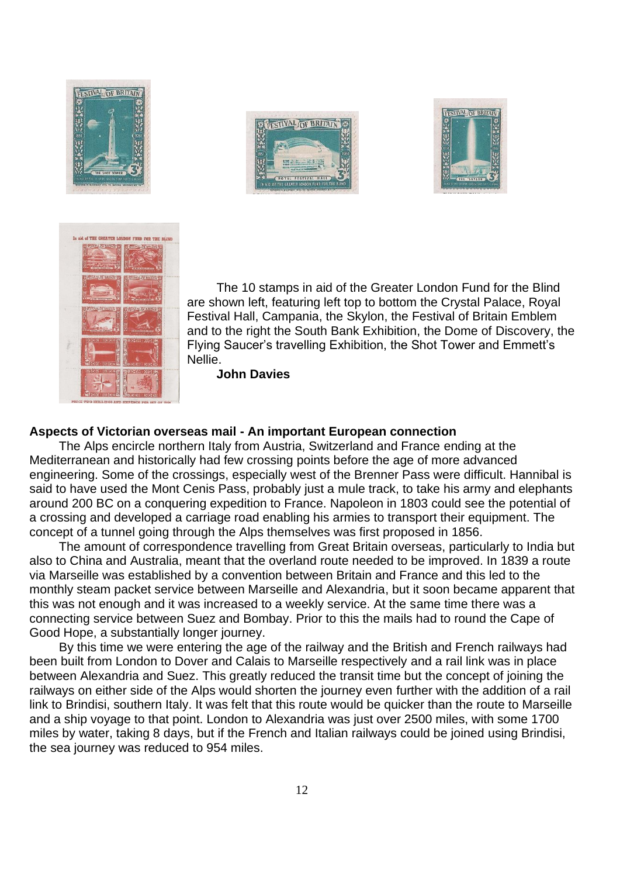The 10 stamps in aid of the Greater London Fund for the Blind are shown left, featuring left top to bottom the Crystal Palace, Royal Festival Hall, Campania, the Skylon, the Festival of Britain Emblem and to the right the South Bank Exhibition, the Dome of Discovery, the Flying Saucer's travelling Exhibition, the Shot Tower and Emmett's Nellie.

**John Davies**

## Aspects of Victorian overseas mail - An important European connection

The Alps encircle northern Italy from Austria, Switzerland and France ending at the Mediterranean and historically had few crossing points before the age of more advanced engineering. Some of the crossings, especially west of the Brenner Pass were difficult. Hannibal is said to have used the Mont Cenis Pass, probably just a mule track, to take his army and elephants around 200 BC on a conquering expedition to France. Napoleon in 1803 could see the potential of a crossing and developed a carriage road enabling his armies to transport their equipment. The concept of a tunnel going through the Alps themselves was first proposed in 1856.

The amount of correspondence travelling from Great Britain overseas, particularly to India but also to China and Australia, meant that the overland route needed to be improved. In 1839 a route via Marseille was established by a convention between Britain and France and this led to the monthly steam packet service between Marseille and Alexandria, but it soon became apparent that this was not enough and it was increased to a weekly service. At the same time there was a connecting service between Suez and Bombay. Prior to this the mails had to round the Cape of Good Hope, a substantially longer journey.

By this time we were entering the age of the railway and the British and French railways had been built from London to Dover and Calais to Marseille respectively and a rail link was in place between Alexandria and Suez. This greatly reduced the transit time but the concept of joining the railways on either side of the Alps would shorten the journey even further with the addition of a rail link to Brindisi, southern Italy. It was felt that this route would be quicker than the route to Marseille and a ship voyage to that point. London to Alexandria was just over 2500 miles, with some 1700 miles by water, taking 8 days, but if the French and Italian railways could be joined using Brindisi, the sea journey was reduced to 954 miles.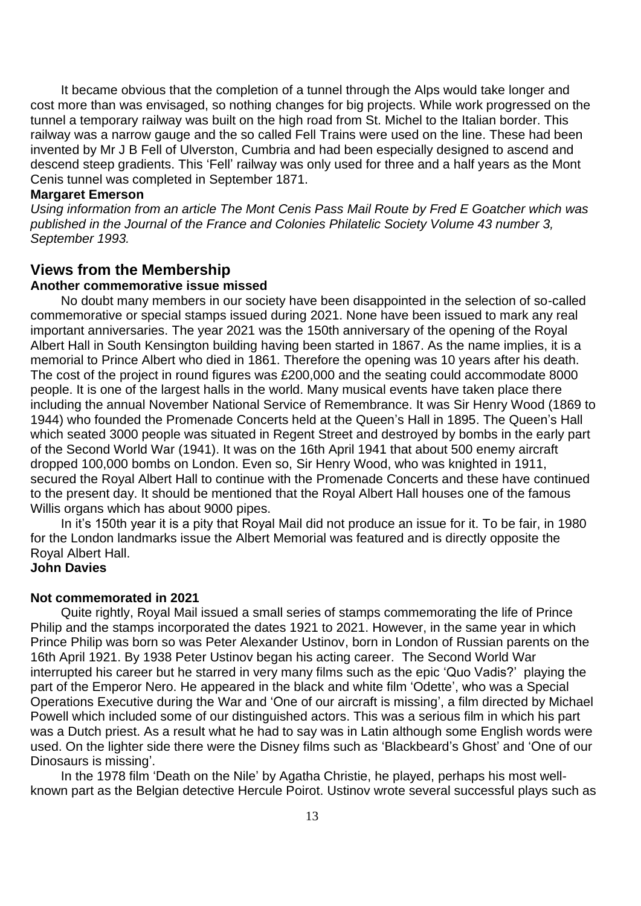It became obvious that the completion of a tunnel through the Alps would take longer and cost more than was envisaged, so nothing changes for big projects. While work progressed on the tunnel a temporary railway was built on the high road from St. Michel to the Italian border. This railway was a narrow gauge and the so called Fell Trains were used on the line. These had been invented by Mr J B Fell of Ulverston, Cumbria and had been especially designed to ascend and descend steep gradients. This 'Fell' railway was only used for three and a half years as the Mont Cenis tunnel was completed in September 1871.

**Margaret Emerson**

*Using information from an article The Mont Cenis Pass Mail Route by Fred E Goatcher which was published in the Journal of the France and Colonies Philatelic Society Volume 43 number 3, September 1993.*

## Views from the Membership

**Another commemorative issue missed**

No doubt many members in our society have been disappointed in the selection of so-called commemorative or special stamps issued during 2021. None have been issued to mark any real important anniversaries. The year 2021 was the 150th anniversary of the opening of the Royal Albert Hall in South Kensington building having been started in 1867. As the name implies, it is a memorial to Prince Albert who died in 1861. Therefore the opening was 10 years after his death. The cost of the project in round figures was £200,000 and the seating could accommodate 8000 people. It is one of the largest halls in the world. Many musical events have taken place there including the annual November National Service of Remembrance. It was Sir Henry Wood (1869 to 1944) who founded the Promenade Concerts held at the Queen's Hall in 1895. The Queen's Hall which seated 3000 people was situated in Regent Street and destroyed by bombs in the early part of the Second World War (1941). It was on the 16th April 1941 that about 500 enemy aircraft dropped 100,000 bombs on London. Even so, Sir Henry Wood, who was knighted in 1911, secured the Royal Albert Hall to continue with the Promenade Concerts and these have continued to the present day. It should be mentioned that the Royal Albert Hall houses one of the famous Willis organs which has about 9000 pipes.

In it's 150th year it is a pity that Royal Mail did not produce an issue for it. To be fair, in 1980 for the London landmarks issue the Albert Memorial was featured and is directly opposite the Royal Albert Hall.

**John Davies**

**Not commemorated in 2021**

Quite rightly, Royal Mail issued a small series of stamps commemorating the life of Prince Philip and the stamps incorporated the dates 1921 to 2021. However, in the same year in which Prince Philip was born so was Peter Alexander Ustinov, born in London of Russian parents on the 16th April 1921. By 1938 Peter Ustinov began his acting career. The Second World War interrupted his career but he starred in very many films such as the epic 'Quo Vadis?' playing the part of the Emperor Nero. He appeared in the black and white film 'Odette', who was a Special Operations Executive during the War and 'One of our aircraft is missing', a film directed by Michael Powell which included some of our distinguished actors. This was a serious film in which his part was a Dutch priest. As a result what he had to say was in Latin although some English words were used. On the lighter side there were the Disney films such as 'Blackbeard's Ghost' and 'One of our Dinosaurs is missing'.

In the 1978 film 'Death on the Nile' by Agatha Christie, he played, perhaps his most well-known part as the Belgian detective Hercule Poirot. Ustinov wrote several successful plays such as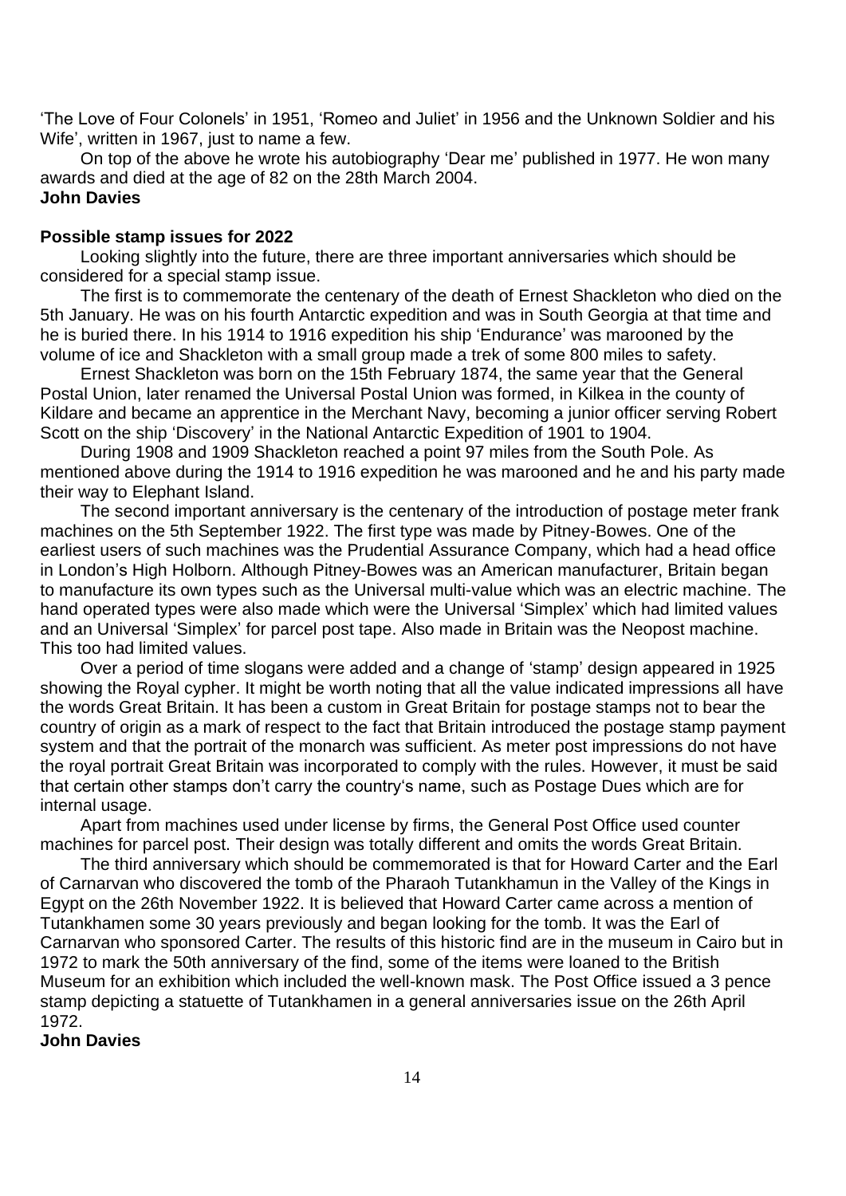'The Love of Four Colonels' in 1951, 'Romeo and Juliet' in 1956 and the Unknown Soldier and his Wife', written in 1967, just to name a few.

On top of the above he wrote his autobiography 'Dear me' published in 1977. He won many awards and died at the age of 82 on the 28th March 2004.

**John Davies**

**Possible stamp issues for 2022**

Looking slightly into the future, there are three important anniversaries which should be considered for a special stamp issue.

The first is to commemorate the centenary of the death of Ernest Shackleton who died on the 5th January. He was on his fourth Antarctic expedition and was in South Georgia at that time and he is buried there. In his 1914 to 1916 expedition his ship 'Endurance' was marooned by the volume of ice and Shackleton with a small group made a trek of some 800 miles to safety.

Ernest Shackleton was born on the 15th February 1874, the same year that the General Postal Union, later renamed the Universal Postal Union was formed, in Kilkea in the county of Kildare and became an apprentice in the Merchant Navy, becoming a junior officer serving Robert Scott on the ship 'Discovery' in the National Antarctic Expedition of 1901 to 1904.

During 1908 and 1909 Shackleton reached a point 97 miles from the South Pole. As mentioned above during the 1914 to 1916 expedition he was marooned and he and his party made their way to Elephant Island.

The second important anniversary is the centenary of the introduction of postage meter frank machines on the 5th September 1922. The first type was made by Pitney-Bowes. One of the earliest users of such machines was the Prudential Assurance Company, which had a head office in London's High Holborn. Although Pitney-Bowes was an American manufacturer, Britain began to manufacture its own types such as the Universal multi-value which was an electric machine. The hand operated types were also made which were the Universal 'Simplex' which had limited values and an Universal 'Simplex' for parcel post tape. Also made in Britain was the Neopost machine. This too had limited values.

Over a period of time slogans were added and a change of 'stamp' design appeared in 1925 showing the Royal cypher. It might be worth noting that all the value indicated impressions all have the words Great Britain. It has been a custom in Great Britain for postage stamps not to bear the country of origin as a mark of respect to the fact that Britain introduced the postage stamp payment system and that the portrait of the monarch was sufficient. As meter post impressions do not have the royal portrait Great Britain was incorporated to comply with the rules. However, it must be said that certain other stamps don't carry the country's name, such as Postage Dues which are for internal usage.

Apart from machines used under license by firms, the General Post Office used counter machines for parcel post. Their design was totally different and omits the words Great Britain.

The third anniversary which should be commemorated is that for Howard Carter and the Earl of Carnarvan who discovered the tomb of the Pharaoh Tutankhamun in the Valley of the Kings in Egypt on the 26th November 1922. It is believed that Howard Carter came across a mention of Tutankhamen some 30 years previously and began looking for the tomb. It was the Earl of Carnarvan who sponsored Carter. The results of this historic find are in the museum in Cairo but in 1972 to mark the 50th anniversary of the find, some of the items were loaned to the British Museum for an exhibition which included the well-known mask. The Post Office issued a 3 pence stamp depicting a statuette of Tutankhamen in a general anniversaries issue on the 26th April 1972.

**John Davies**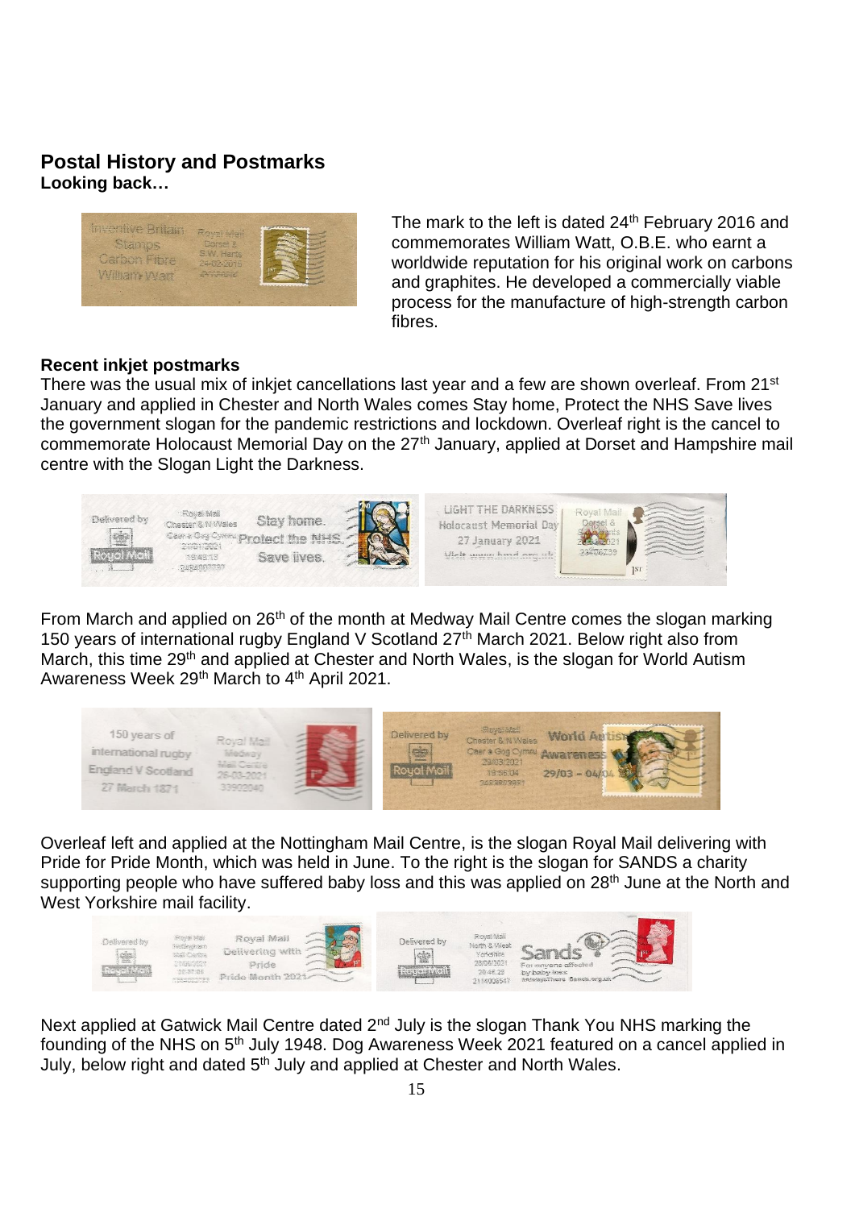## Postal History and Postmarks

**Looking back…**

The mark to the left is dated 24th February 2016 and commemorates William Watt, O.B.E. who earnt a worldwide reputation for his original work on carbons and graphites. He developed a commercially viable process for the manufacture of high-strength carbon fibres.

**Recent inkjet postmarks**

There was the usual mix of inkjet cancellations last year and a few are shown overleaf. From 21st January and applied in Chester and North Wales comes Stay home, Protect the NHS Save lives the government slogan for the pandemic restrictions and lockdown. Overleaf right is the cancel to commemorate Holocaust Memorial Day on the 27th January, applied at Dorset and Hampshire mail centre with the Slogan Light the Darkness.

From March and applied on 26th of the month at Medway Mail Centre comes the slogan marking 150 years of international rugby England V Scotland 27th March 2021. Below right also from March, this time 29th and applied at Chester and North Wales, is the slogan for World Autism Awareness Week 29th March to 4th April 2021.

Overleaf left and applied at the Nottingham Mail Centre, is the slogan Royal Mail delivering with Pride for Pride Month, which was held in June. To the right is the slogan for SANDS a charity supporting people who have suffered baby loss and this was applied on 28th June at the North and West Yorkshire mail facility.

Next applied at Gatwick Mail Centre dated 2nd July is the slogan Thank You NHS marking the founding of the NHS on 5th July 1948. Dog Awareness Week 2021 featured on a cancel applied in July, below right and dated 5th July and applied at Chester and North Wales.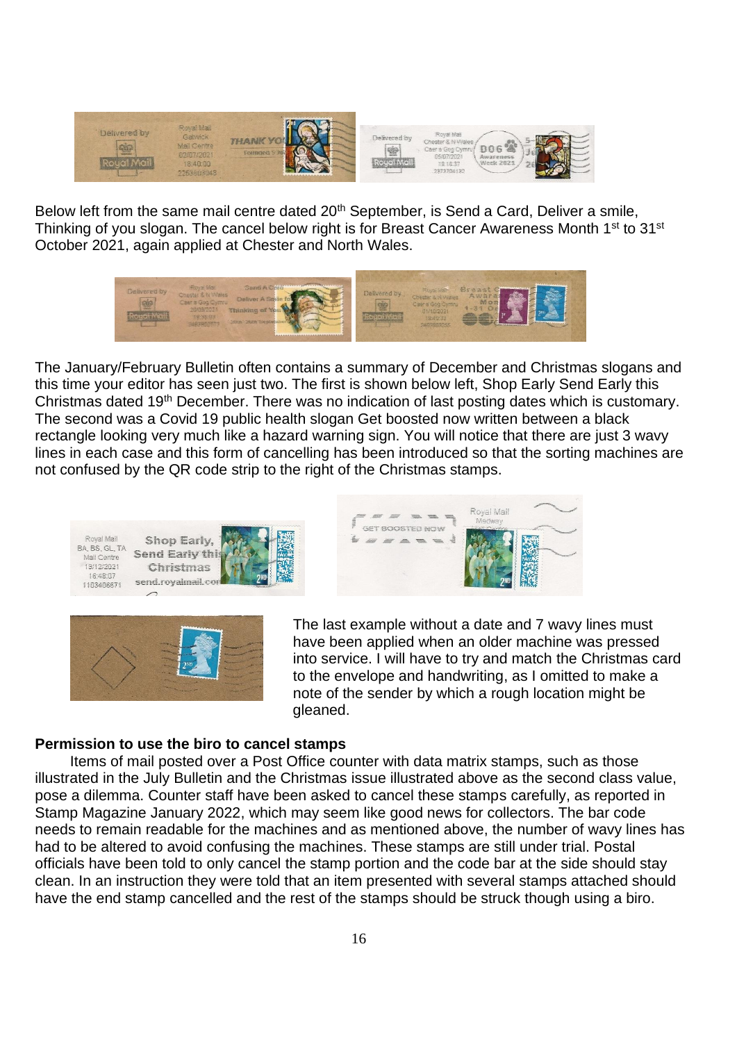Below left from the same mail centre dated 20th September, is Send a Card, Deliver a smile, Thinking of you slogan. The cancel below right is for Breast Cancer Awareness Month 1st to 31st October 2021, again applied at Chester and North Wales.

The January/February Bulletin often contains a summary of December and Christmas slogans and this time your editor has seen just two. The first is shown below left, Shop Early Send Early this Christmas dated 19th December. There was no indication of last posting dates which is customary. The second was a Covid 19 public health slogan Get boosted now written between a black rectangle looking very much like a hazard warning sign. You will notice that there are just 3 wavy lines in each case and this form of cancelling has been introduced so that the sorting machines are not confused by the QR code strip to the right of the Christmas stamps.

The last example without a date and 7 wavy lines must have been applied when an older machine was pressed into service. I will have to try and match the Christmas card to the envelope and handwriting, as I omitted to make a note of the sender by which a rough location might be gleaned.

**Permission to use the biro to cancel stamps**

Items of mail posted over a Post Office counter with data matrix stamps, such as those illustrated in the July Bulletin and the Christmas issue illustrated above as the second class value, pose a dilemma. Counter staff have been asked to cancel these stamps carefully, as reported in Stamp Magazine January 2022, which may seem like good news for collectors. The bar code needs to remain readable for the machines and as mentioned above, the number of wavy lines has had to be altered to avoid confusing the machines. These stamps are still under trial. Postal officials have been told to only cancel the stamp portion and the code bar at the side should stay clean. In an instruction they were told that an item presented with several stamps attached should have the end stamp cancelled and the rest of the stamps should be struck though using a biro.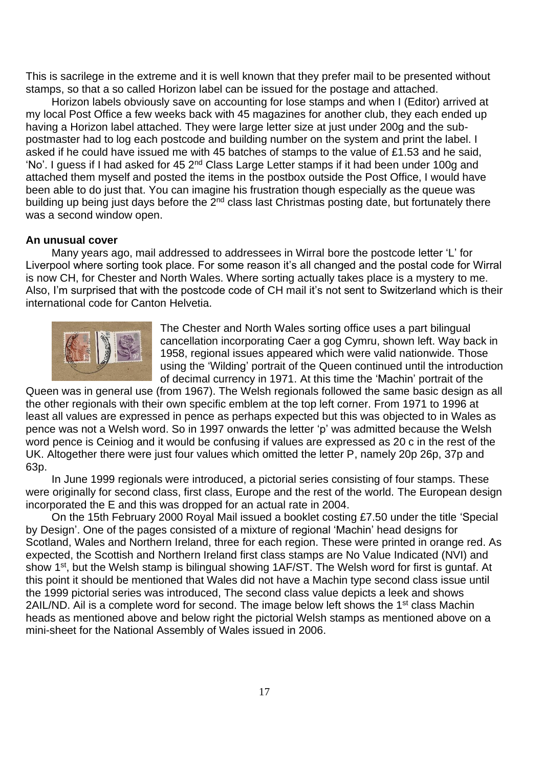This is sacrilege in the extreme and it is well known that they prefer mail to be presented without stamps, so that a so called Horizon label can be issued for the postage and attached.

Horizon labels obviously save on accounting for lose stamps and when I (Editor) arrived at my local Post Office a few weeks back with 45 magazines for another club, they each ended up having a Horizon label attached. They were large letter size at just under 200g and the sub-postmaster had to log each postcode and building number on the system and print the label. I asked if he could have issued me with 45 batches of stamps to the value of £1.53 and he said, 'No'. I guess if I had asked for 45 2nd Class Large Letter stamps if it had been under 100g and attached them myself and posted the items in the postbox outside the Post Office, I would have been able to do just that. You can imagine his frustration though especially as the queue was building up being just days before the 2nd class last Christmas posting date, but fortunately there was a second window open.

**An unusual cover**

Many years ago, mail addressed to addressees in Wirral bore the postcode letter 'L' for Liverpool where sorting took place. For some reason it's all changed and the postal code for Wirral is now CH, for Chester and North Wales. Where sorting actually takes place is a mystery to me. Also, I'm surprised that with the postcode code of CH mail it's not sent to Switzerland which is their international code for Canton Helvetia.

The Chester and North Wales sorting office uses a part bilingual cancellation incorporating Caer a gog Cymru, shown left. Way back in 1958, regional issues appeared which were valid nationwide. Those using the 'Wilding' portrait of the Queen continued until the introduction of decimal currency in 1971. At this time the 'Machin' portrait of the Queen was in general use (from 1967). The Welsh regionals followed the same basic design as all the other regionals with their own specific emblem at the top left corner. From 1971 to 1996 at least all values are expressed in pence as perhaps expected but this was objected to in Wales as pence was not a Welsh word. So in 1997 onwards the letter 'p' was admitted because the Welsh word pence is Ceiniog and it would be confusing if values are expressed as 20 c in the rest of the UK. Altogether there were just four values which omitted the letter P, namely 20p 26p, 37p and 63p.

In June 1999 regionals were introduced, a pictorial series consisting of four stamps. These were originally for second class, first class, Europe and the rest of the world. The European design incorporated the E and this was dropped for an actual rate in 2004.

On the 15th February 2000 Royal Mail issued a booklet costing £7.50 under the title 'Special by Design'. One of the pages consisted of a mixture of regional 'Machin' head designs for Scotland, Wales and Northern Ireland, three for each region. These were printed in orange red. As expected, the Scottish and Northern Ireland first class stamps are No Value Indicated (NVI) and show 1st, but the Welsh stamp is bilingual showing 1AF/ST. The Welsh word for first is guntaf. At this point it should be mentioned that Wales did not have a Machin type second class issue until the 1999 pictorial series was introduced, The second class value depicts a leek and shows 2AIL/ND. Ail is a complete word for second. The image below left shows the 1st class Machin heads as mentioned above and below right the pictorial Welsh stamps as mentioned above on a mini-sheet for the National Assembly of Wales issued in 2006.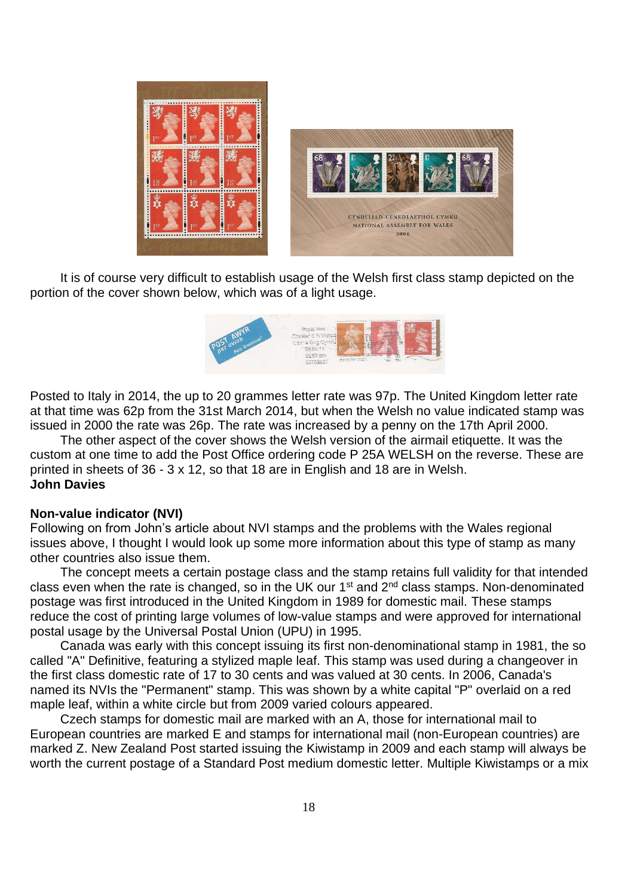It is of course very difficult to establish usage of the Welsh first class stamp depicted on the portion of the cover shown below, which was of a light usage.

Posted to Italy in 2014, the up to 20 grammes letter rate was 97p. The United Kingdom letter rate at that time was 62p from the 31st March 2014, but when the Welsh no value indicated stamp was issued in 2000 the rate was 26p. The rate was increased by a penny on the 17th April 2000.

The other aspect of the cover shows the Welsh version of the airmail etiquette. It was the custom at one time to add the Post Office ordering code P 25A WELSH on the reverse. These are printed in sheets of 36 - 3 x 12, so that 18 are in English and 18 are in Welsh.

**John Davies**

**Non-value indicator (NVI)**

Following on from John's article about NVI stamps and the problems with the Wales regional issues above, I thought I would look up some more information about this type of stamp as many other countries also issue them.

The concept meets a certain postage class and the stamp retains full validity for that intended class even when the rate is changed, so in the UK our 1st and 2nd class stamps. Non-denominated postage was first introduced in the United Kingdom in 1989 for domestic mail. These stamps reduce the cost of printing large volumes of low-value stamps and were approved for international postal usage by the Universal Postal Union (UPU) in 1995.

Canada was early with this concept issuing its first non-denominational stamp in 1981, the so called "A" Definitive, featuring a stylized maple leaf. This stamp was used during a changeover in the first class domestic rate of 17 to 30 cents and was valued at 30 cents. In 2006, Canada's named its NVIs the "Permanent" stamp. This was shown by a white capital "P" overlaid on a red maple leaf, within a white circle but from 2009 varied colours appeared.

Czech stamps for domestic mail are marked with an A, those for international mail to European countries are marked E and stamps for international mail (non-European countries) are marked Z. New Zealand Post started issuing the Kiwistamp in 2009 and each stamp will always be worth the current postage of a Standard Post medium domestic letter. Multiple Kiwistamps or a mix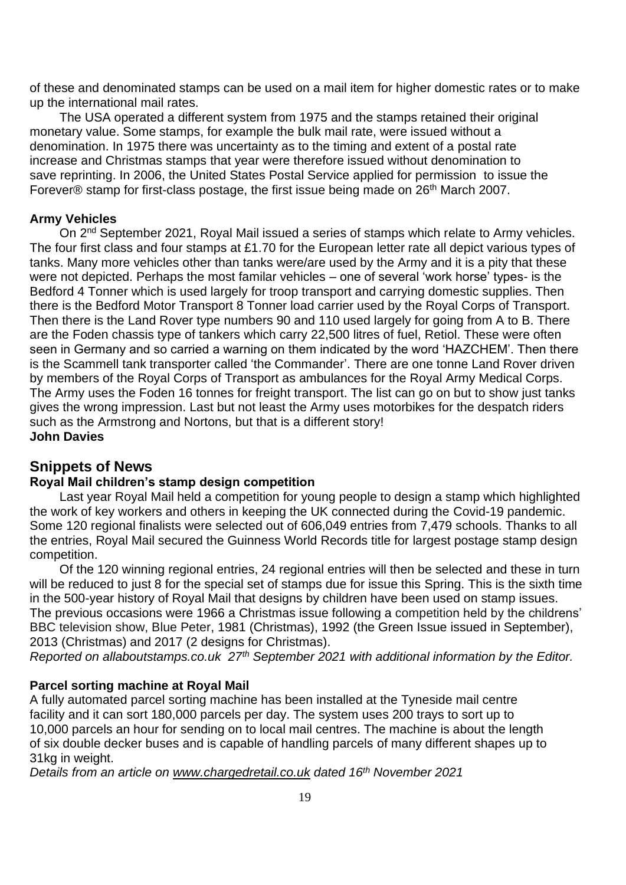of these and denominated stamps can be used on a mail item for higher domestic rates or to make up the international mail rates.

The USA operated a different system from 1975 and the stamps retained their original monetary value. Some stamps, for example the bulk mail rate, were issued without a denomination. In 1975 there was uncertainty as to the timing and extent of a postal rate increase and Christmas stamps that year were therefore issued without denomination to save reprinting. In 2006, the United States Postal Service applied for permission to issue the Forever® stamp for first-class postage, the first issue being made on 26th March 2007.

**Army Vehicles**

On 2nd September 2021, Royal Mail issued a series of stamps which relate to Army vehicles. The four first class and four stamps at £1.70 for the European letter rate all depict various types of tanks. Many more vehicles other than tanks were/are used by the Army and it is a pity that these were not depicted. Perhaps the most familar vehicles – one of several 'work horse' types- is the Bedford 4 Tonner which is used largely for troop transport and carrying domestic supplies. Then there is the Bedford Motor Transport 8 Tonner load carrier used by the Royal Corps of Transport. Then there is the Land Rover type numbers 90 and 110 used largely for going from A to B. There are the Foden chassis type of tankers which carry 22,500 litres of fuel, Retiol. These were often seen in Germany and so carried a warning on them indicated by the word 'HAZCHEM'. Then there is the Scammell tank transporter called 'the Commander'. There are one tonne Land Rover driven by members of the Royal Corps of Transport as ambulances for the Royal Army Medical Corps. The Army uses the Foden 16 tonnes for freight transport. The list can go on but to show just tanks gives the wrong impression. Last but not least the Army uses motorbikes for the despatch riders such as the Armstrong and Nortons, but that is a different story!

**John Davies**

## Snippets of News

**Royal Mail children's stamp design competition**

Last year Royal Mail held a competition for young people to design a stamp which highlighted the work of key workers and others in keeping the UK connected during the Covid-19 pandemic. Some 120 regional finalists were selected out of 606,049 entries from 7,479 schools. Thanks to all the entries, Royal Mail secured the Guinness World Records title for largest postage stamp design competition.

Of the 120 winning regional entries, 24 regional entries will then be selected and these in turn will be reduced to just 8 for the special set of stamps due for issue this Spring. This is the sixth time in the 500-year history of Royal Mail that designs by children have been used on stamp issues. The previous occasions were 1966 a Christmas issue following a competition held by the childrens' BBC television show, Blue Peter, 1981 (Christmas), 1992 (the Green Issue issued in September), 2013 (Christmas) and 2017 (2 designs for Christmas).

*Reported on allaboutstamps.co.uk 27th September 2021 with additional information by the Editor.*

**Parcel sorting machine at Royal Mail**

A fully automated parcel sorting machine has been installed at the Tyneside mail centre facility and it can sort 180,000 parcels per day. The system uses 200 trays to sort up to 10,000 parcels an hour for sending on to local mail centres. The machine is about the length of six double decker buses and is capable of handling parcels of many different shapes up to 31kg in weight.

*Details from an article on www.chargedretail.co.uk dated 16th November 2021*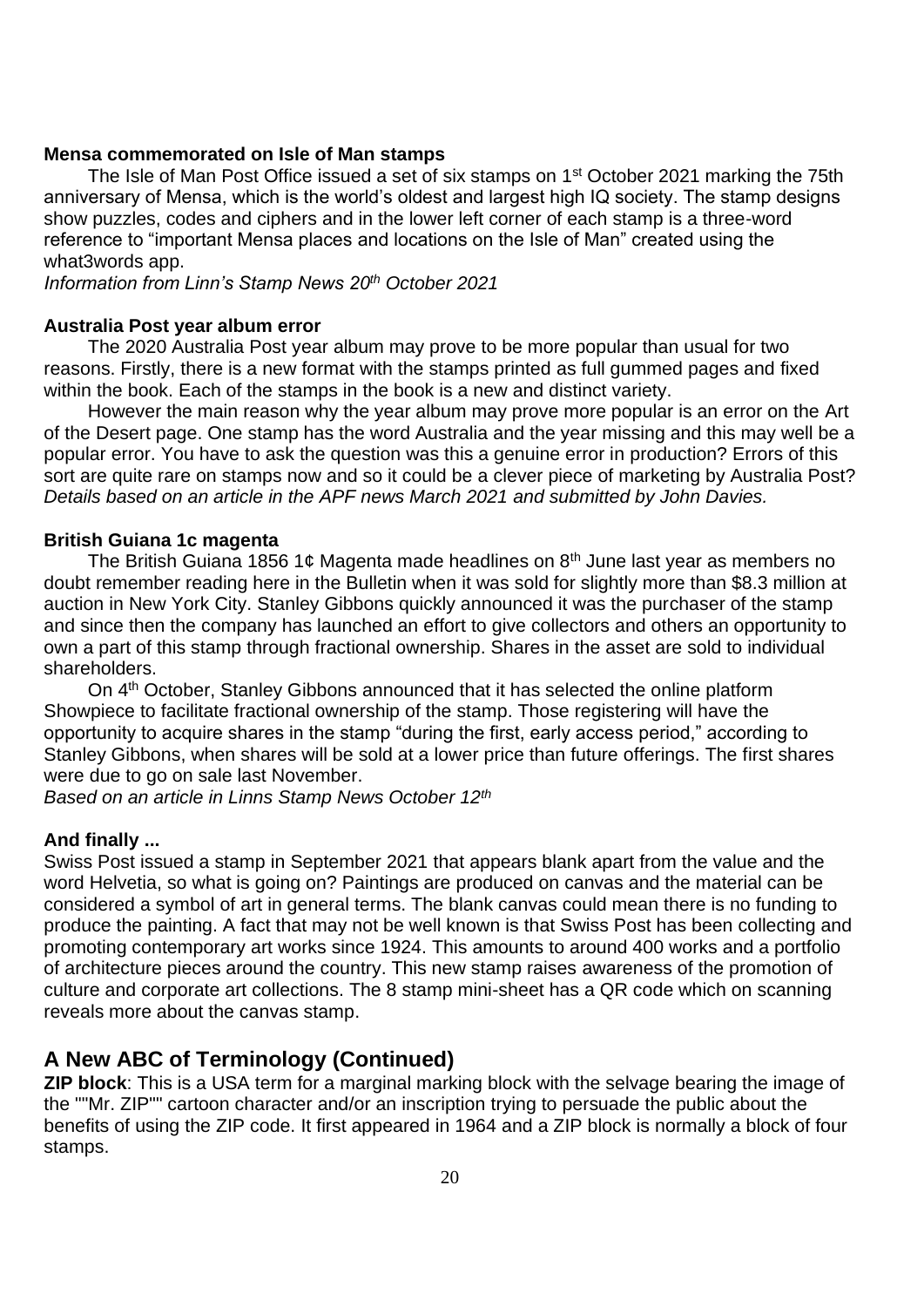### Mensa commemorated on Isle of Man stamps

The Isle of Man Post Office issued a set of six stamps on 1st October 2021 marking the 75th anniversary of Mensa, which is the world's oldest and largest high IQ society. The stamp designs show puzzles, codes and ciphers and in the lower left corner of each stamp is a three-word reference to "important Mensa places and locations on the Isle of Man" created using the what3words app.

*Information from Linn's Stamp News 20th October 2021*

### Australia Post year album error

The 2020 Australia Post year album may prove to be more popular than usual for two reasons. Firstly, there is a new format with the stamps printed as full gummed pages and fixed within the book. Each of the stamps in the book is a new and distinct variety.

However the main reason why the year album may prove more popular is an error on the Art of the Desert page. One stamp has the word Australia and the year missing and this may well be a popular error. You have to ask the question was this a genuine error in production? Errors of this sort are quite rare on stamps now and so it could be a clever piece of marketing by Australia Post?

*Details based on an article in the APF news March 2021 and submitted by John Davies.*

### British Guiana 1c magenta

The British Guiana 1856 1¢ Magenta made headlines on 8th June last year as members no doubt remember reading here in the Bulletin when it was sold for slightly more than $8.3 million at auction in New York City. Stanley Gibbons quickly announced it was the purchaser of the stamp and since then the company has launched an effort to give collectors and others an opportunity to own a part of this stamp through fractional ownership. Shares in the asset are sold to individual shareholders.

On 4th October, Stanley Gibbons announced that it has selected the online platform Showpiece to facilitate fractional ownership of the stamp. Those registering will have the opportunity to acquire shares in the stamp "during the first, early access period," according to Stanley Gibbons, when shares will be sold at a lower price than future offerings. The first shares were due to go on sale last November.

*Based on an article in Linns Stamp News October 12th*

### And finally ...

Swiss Post issued a stamp in September 2021 that appears blank apart from the value and the word Helvetia, so what is going on? Paintings are produced on canvas and the material can be considered a symbol of art in general terms. The blank canvas could mean there is no funding to produce the painting. A fact that may not be well known is that Swiss Post has been collecting and promoting contemporary art works since 1924. This amounts to around 400 works and a portfolio of architecture pieces around the country. This new stamp raises awareness of the promotion of culture and corporate art collections. The 8 stamp mini-sheet has a QR code which on scanning reveals more about the canvas stamp.

## A New ABC of Terminology (Continued)

**ZIP block**: This is a USA term for a marginal marking block with the selvage bearing the image of the ""Mr. ZIP"" cartoon character and/or an inscription trying to persuade the public about the benefits of using the ZIP code. It first appeared in 1964 and a ZIP block is normally a block of four stamps.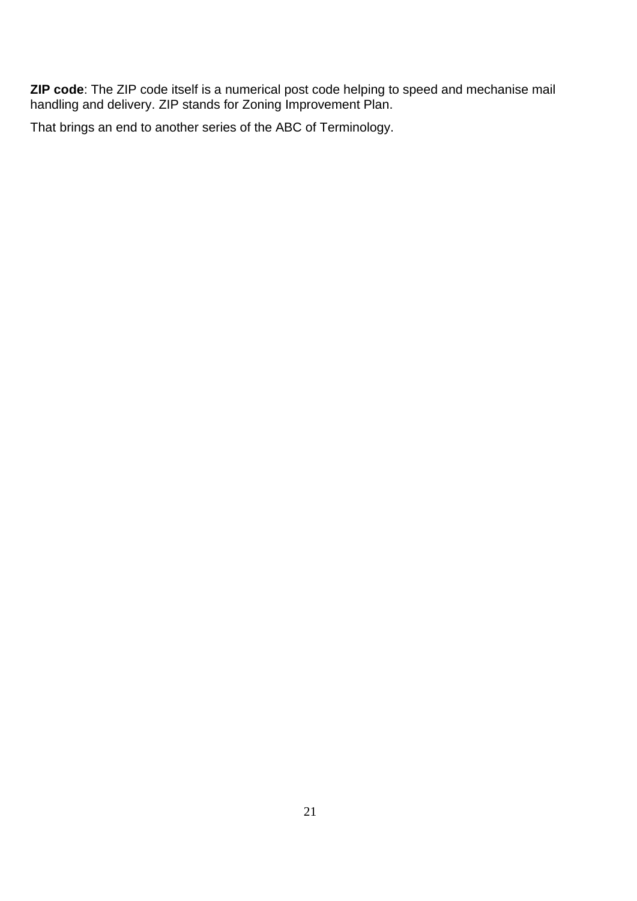**ZIP code**: The ZIP code itself is a numerical post code helping to speed and mechanise mail handling and delivery. ZIP stands for Zoning Improvement Plan.

That brings an end to another series of the ABC of Terminology.